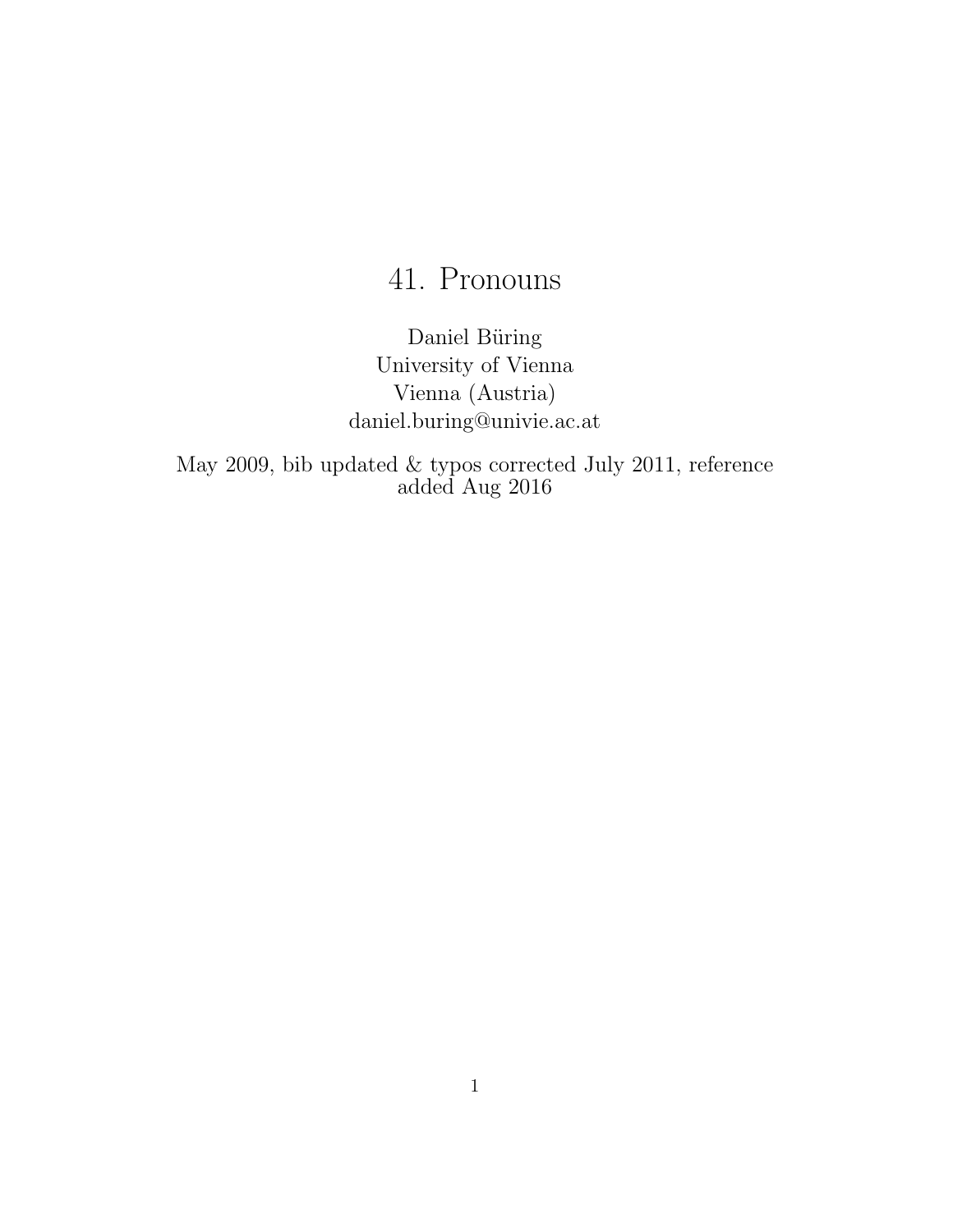# 41. Pronouns

Daniel Büring
University of Vienna
Vienna (Austria)
daniel.buring@univie.ac.at

May 2009, bib updated & typos corrected July 2011, reference added Aug 2016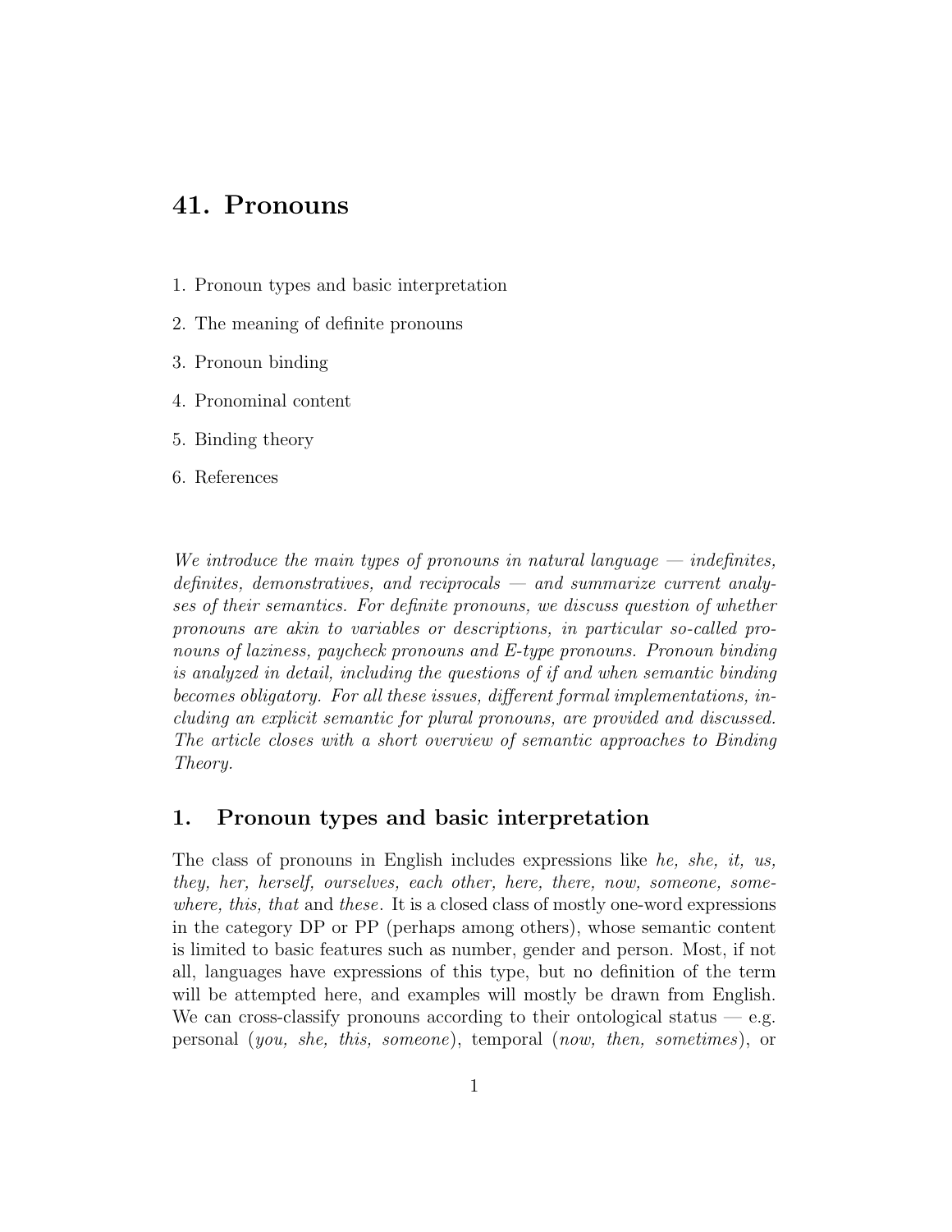# 41. Pronouns

1. Pronoun types and basic interpretation
2. The meaning of definite pronouns
3. Pronoun binding
4. Pronominal content
5. Binding theory
6. References

*We introduce the main types of pronouns in natural language — indefinites, definites, demonstratives, and reciprocals — and summarize current analyses of their semantics. For definite pronouns, we discuss question of whether pronouns are akin to variables or descriptions, in particular so-called pronouns of laziness, paycheck pronouns and E-type pronouns. Pronoun binding is analyzed in detail, including the questions of if and when semantic binding becomes obligatory. For all these issues, different formal implementations, including an explicit semantic for plural pronouns, are provided and discussed. The article closes with a short overview of semantic approaches to Binding Theory.*

## 1. Pronoun types and basic interpretation

The class of pronouns in English includes expressions like *he, she, it, us, they, her, herself, ourselves, each other, here, there, now, someone, somewhere, this, that* and *these*. It is a closed class of mostly one-word expressions in the category DP or PP (perhaps among others), whose semantic content is limited to basic features such as number, gender and person. Most, if not all, languages have expressions of this type, but no definition of the term will be attempted here, and examples will mostly be drawn from English. We can cross-classify pronouns according to their ontological status — e.g. personal (*you, she, this, someone*), temporal (*now, then, sometimes*), or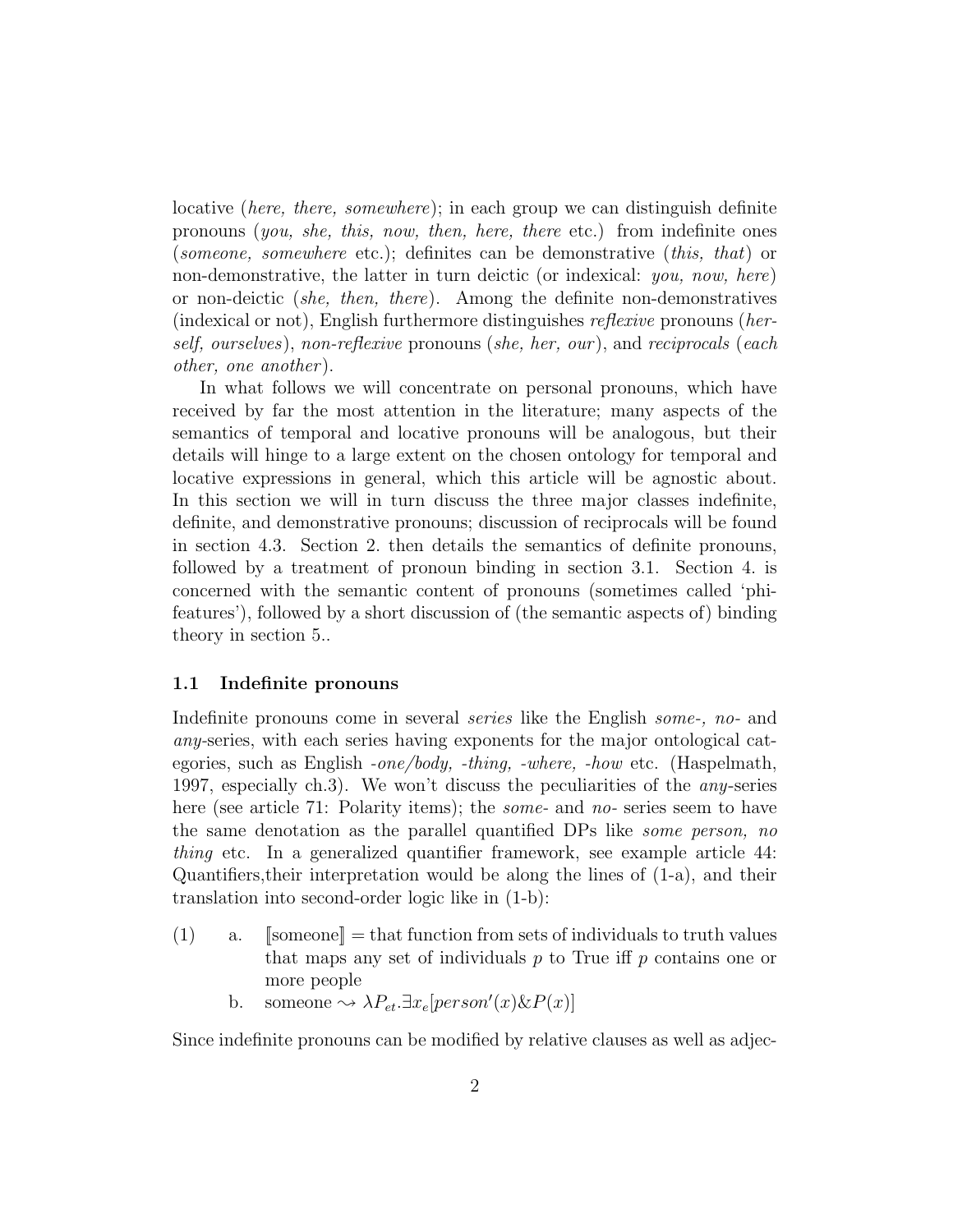locative (*here, there, somewhere*); in each group we can distinguish definite pronouns (*you, she, this, now, then, here, there* etc.) from indefinite ones (*someone, somewhere* etc.); definites can be demonstrative (*this, that*) or non-demonstrative, the latter in turn deictic (or indexical: *you, now, here*) or non-deictic (*she, then, there*). Among the definite non-demonstratives (indexical or not), English furthermore distinguishes *reflexive* pronouns (*herself, ourselves*), *non-reflexive* pronouns (*she, her, our*), and *reciprocals* (*each other, one another*).

In what follows we will concentrate on personal pronouns, which have received by far the most attention in the literature; many aspects of the semantics of temporal and locative pronouns will be analogous, but their details will hinge to a large extent on the chosen ontology for temporal and locative expressions in general, which this article will be agnostic about. In this section we will in turn discuss the three major classes indefinite, definite, and demonstrative pronouns; discussion of reciprocals will be found in section 4.3. Section 2. then details the semantics of definite pronouns, followed by a treatment of pronoun binding in section 3.1. Section 4. is concerned with the semantic content of pronouns (sometimes called 'phi-features'), followed by a short discussion of (the semantic aspects of) binding theory in section 5..

### 1.1 Indefinite pronouns

Indefinite pronouns come in several *series* like the English *some-, no-* and *any*-series, with each series having exponents for the major ontological categories, such as English *-one/body, -thing, -where, -how* etc. (Haspelmath, 1997, especially ch.3). We won't discuss the peculiarities of the *any*-series here (see article 71: Polarity items); the *some-* and *no-* series seem to have the same denotation as the parallel quantified DPs like *some person, no thing* etc. In a generalized quantifier framework, see example article 44: Quantifiers,their interpretation would be along the lines of (1-a), and their translation into second-order logic like in (1-b):

(1) a. $[\![\text{someone}]\!]$ = that function from sets of individuals to truth values that maps any set of individuals $p$ to True iff $p$ contains one or more people

b. someone $\rightsquigarrow \lambda P_{et}.\exists x_e[person'(x)\&P(x)]$

Since indefinite pronouns can be modified by relative clauses as well as adjec-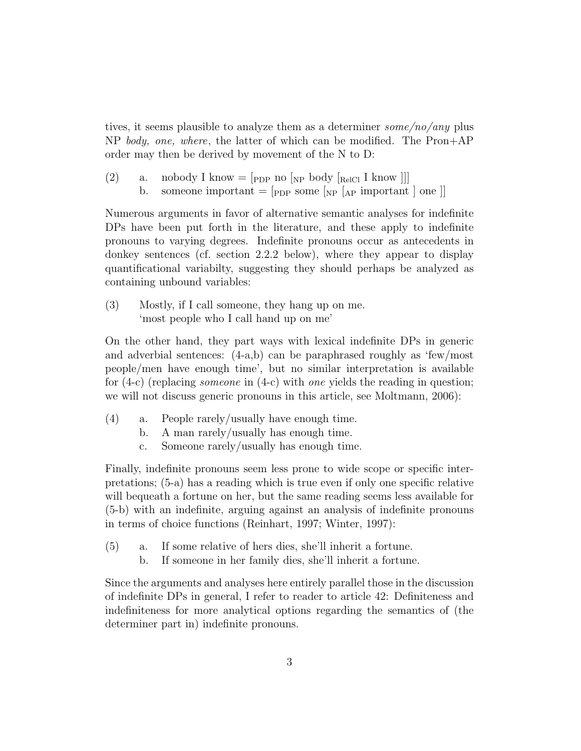tives, it seems plausible to analyze them as a determiner *some/no/any* plus NP *body, one, where*, the latter of which can be modified. The Pron+AP order may then be derived by movement of the N to D:

(2) a. nobody I know = [$_{\text{PDP}}$ no [$_{\text{NP}}$ body [$_{\text{RelCl}}$ I know ]]]
  b. someone important = [$_{\text{PDP}}$ some [$_{\text{NP}}$ [$_{\text{AP}}$ important ] one ]]

Numerous arguments in favor of alternative semantic analyses for indefinite DPs have been put forth in the literature, and these apply to indefinite pronouns to varying degrees. Indefinite pronouns occur as antecedents in donkey sentences (cf. section 2.2.2 below), where they appear to display quantificational variabilty, suggesting they should perhaps be analyzed as containing unbound variables:

(3) Mostly, if I call someone, they hang up on me.
  'most people who I call hand up on me'

On the other hand, they part ways with lexical indefinite DPs in generic and adverbial sentences: (4-a,b) can be paraphrased roughly as 'few/most people/men have enough time', but no similar interpretation is available for (4-c) (replacing *someone* in (4-c) with *one* yields the reading in question; we will not discuss generic pronouns in this article, see Moltmann, 2006):

(4) a. People rarely/usually have enough time.
  b. A man rarely/usually has enough time.
  c. Someone rarely/usually has enough time.

Finally, indefinite pronouns seem less prone to wide scope or specific interpretations; (5-a) has a reading which is true even if only one specific relative will bequeath a fortune on her, but the same reading seems less available for (5-b) with an indefinite, arguing against an analysis of indefinite pronouns in terms of choice functions (Reinhart, 1997; Winter, 1997):

(5) a. If some relative of hers dies, she'll inherit a fortune.
  b. If someone in her family dies, she'll inherit a fortune.

Since the arguments and analyses here entirely parallel those in the discussion of indefinite DPs in general, I refer to reader to article 42: Definiteness and indefiniteness for more analytical options regarding the semantics of (the determiner part in) indefinite pronouns.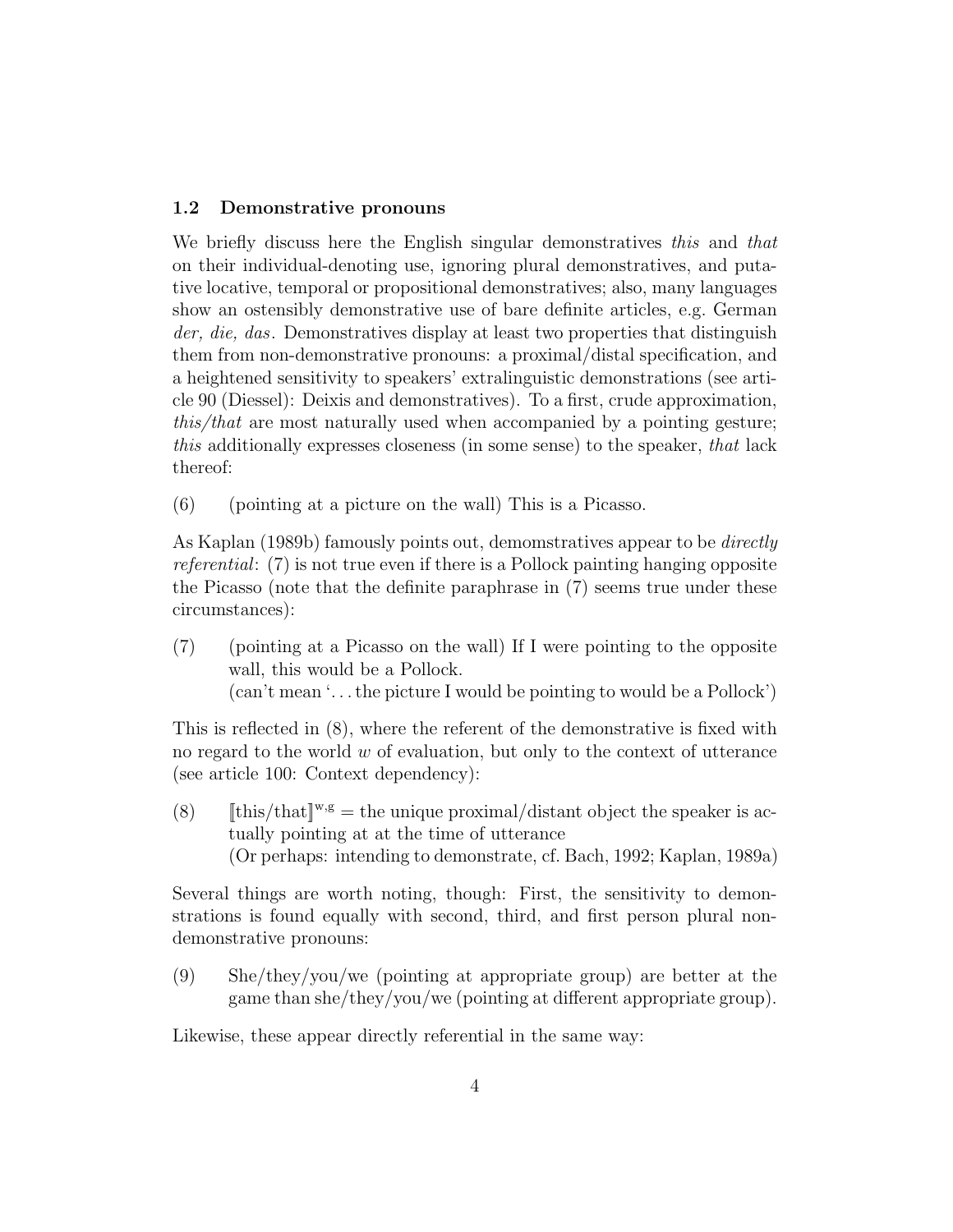### 1.2 Demonstrative pronouns

We briefly discuss here the English singular demonstratives *this* and *that* on their individual-denoting use, ignoring plural demonstratives, and putative locative, temporal or propositional demonstratives; also, many languages show an ostensibly demonstrative use of bare definite articles, e.g. German *der, die, das*. Demonstratives display at least two properties that distinguish them from non-demonstrative pronouns: a proximal/distal specification, and a heightened sensitivity to speakers' extralinguistic demonstrations (see article 90 (Diessel): Deixis and demonstratives). To a first, crude approximation, *this/that* are most naturally used when accompanied by a pointing gesture; *this* additionally expresses closeness (in some sense) to the speaker, *that* lack thereof:

(6) (pointing at a picture on the wall) This is a Picasso.

As Kaplan (1989b) famously points out, demomstratives appear to be *directly referential*: (7) is not true even if there is a Pollock painting hanging opposite the Picasso (note that the definite paraphrase in (7) seems true under these circumstances):

(7) (pointing at a Picasso on the wall) If I were pointing to the opposite wall, this would be a Pollock.
(can't mean '. . . the picture I would be pointing to would be a Pollock')

This is reflected in (8), where the referent of the demonstrative is fixed with no regard to the world $w$ of evaluation, but only to the context of utterance (see article 100: Context dependency):

(8) $[\![\text{this/that}]\!]^{w,g}$ = the unique proximal/distant object the speaker is actually pointing at at the time of utterance
(Or perhaps: intending to demonstrate, cf. Bach, 1992; Kaplan, 1989a)

Several things are worth noting, though: First, the sensitivity to demonstrations is found equally with second, third, and first person plural non-demonstrative pronouns:

(9) She/they/you/we (pointing at appropriate group) are better at the game than she/they/you/we (pointing at different appropriate group).

Likewise, these appear directly referential in the same way: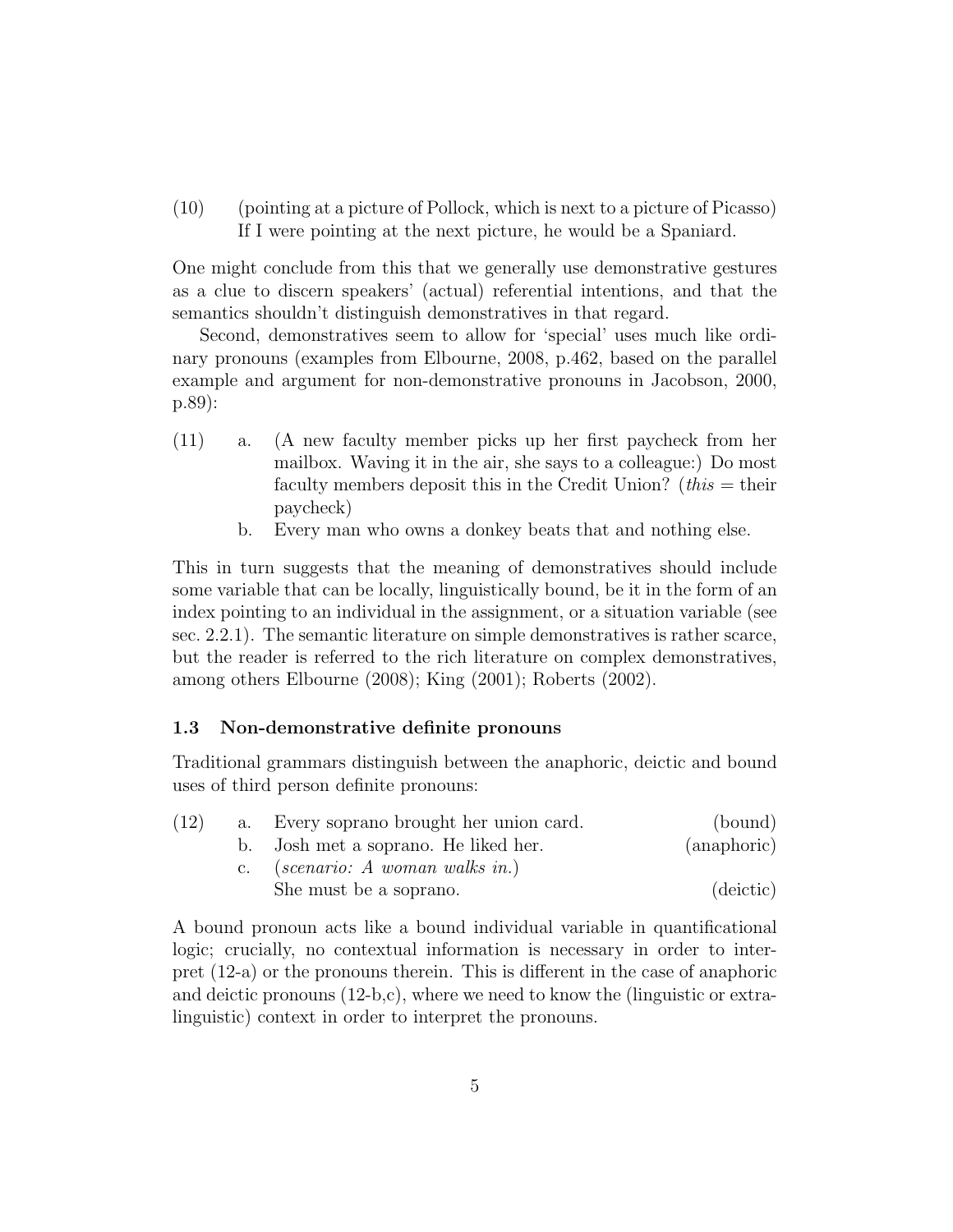(10) (pointing at a picture of Pollock, which is next to a picture of Picasso)
If I were pointing at the next picture, he would be a Spaniard.

One might conclude from this that we generally use demonstrative gestures as a clue to discern speakers' (actual) referential intentions, and that the semantics shouldn't distinguish demonstratives in that regard.

Second, demonstratives seem to allow for 'special' uses much like ordinary pronouns (examples from Elbourne, 2008, p.462, based on the parallel example and argument for non-demonstrative pronouns in Jacobson, 2000, p.89):

(11) a. (A new faculty member picks up her first paycheck from her mailbox. Waving it in the air, she says to a colleague:) Do most faculty members deposit this in the Credit Union? (*this* = their paycheck)
b. Every man who owns a donkey beats that and nothing else.

This in turn suggests that the meaning of demonstratives should include some variable that can be locally, linguistically bound, be it in the form of an index pointing to an individual in the assignment, or a situation variable (see sec. 2.2.1). The semantic literature on simple demonstratives is rather scarce, but the reader is referred to the rich literature on complex demonstratives, among others Elbourne (2008); King (2001); Roberts (2002).

### 1.3 Non-demonstrative definite pronouns

Traditional grammars distinguish between the anaphoric, deictic and bound uses of third person definite pronouns:

(12) a. Every soprano brought her union card. (bound)
b. Josh met a soprano. He liked her. (anaphoric)
c. (*scenario: A woman walks in.*)
She must be a soprano. (deictic)

A bound pronoun acts like a bound individual variable in quantificational logic; crucially, no contextual information is necessary in order to interpret (12-a) or the pronouns therein. This is different in the case of anaphoric and deictic pronouns (12-b,c), where we need to know the (linguistic or extra-linguistic) context in order to interpret the pronouns.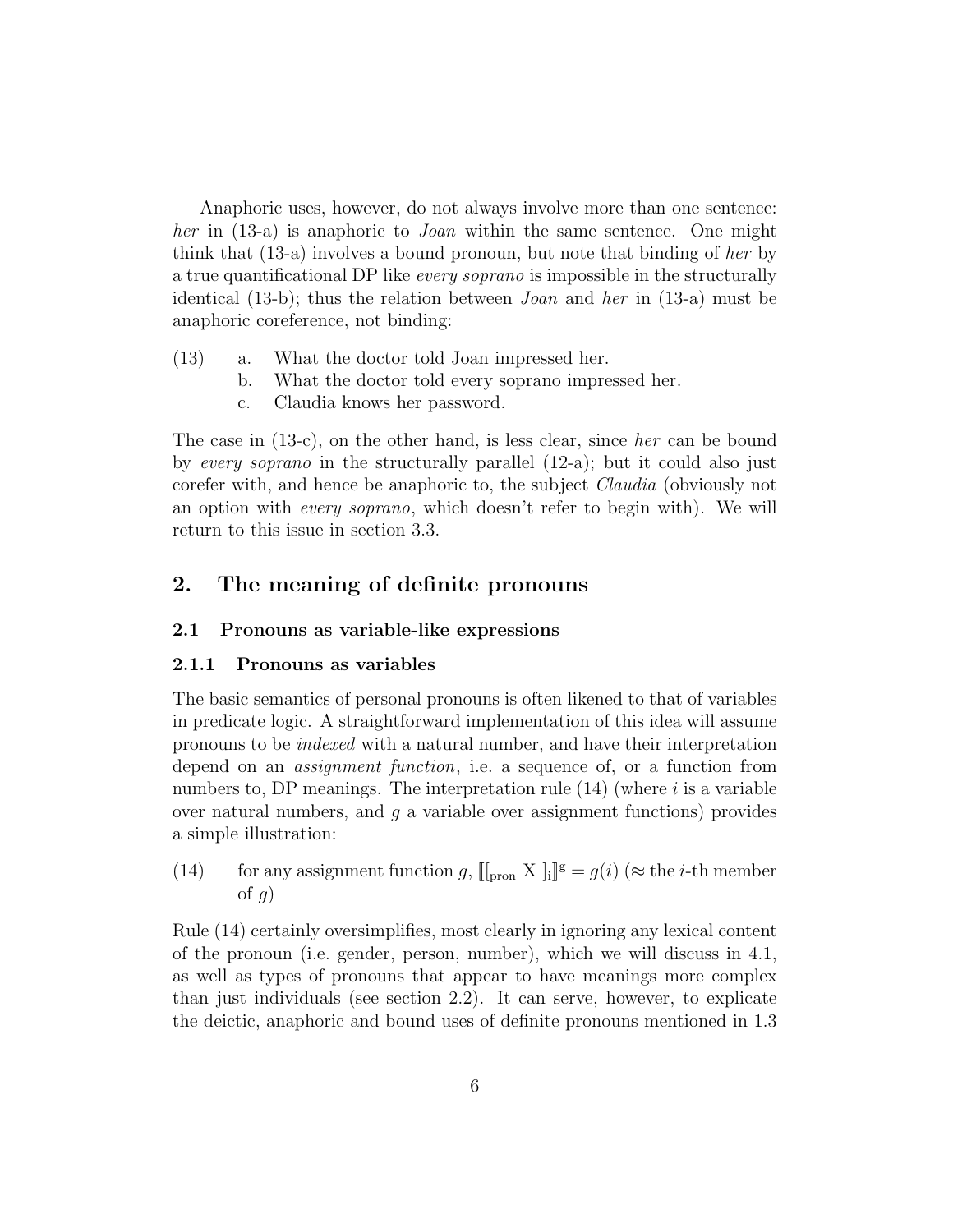Anaphoric uses, however, do not always involve more than one sentence: *her* in (13-a) is anaphoric to *Joan* within the same sentence. One might think that (13-a) involves a bound pronoun, but note that binding of *her* by a true quantificational DP like *every soprano* is impossible in the structurally identical (13-b); thus the relation between *Joan* and *her* in (13-a) must be anaphoric coreference, not binding:

(13)
 a. What the doctor told Joan impressed her.
 b. What the doctor told every soprano impressed her.
 c. Claudia knows her password.

The case in (13-c), on the other hand, is less clear, since *her* can be bound by *every soprano* in the structurally parallel (12-a); but it could also just corefer with, and hence be anaphoric to, the subject *Claudia* (obviously not an option with *every soprano*, which doesn't refer to begin with). We will return to this issue in section 3.3.

## 2. The meaning of definite pronouns

### 2.1 Pronouns as variable-like expressions

#### 2.1.1 Pronouns as variables

The basic semantics of personal pronouns is often likened to that of variables in predicate logic. A straightforward implementation of this idea will assume pronouns to be *indexed* with a natural number, and have their interpretation depend on an *assignment function*, i.e. a sequence of, or a function from numbers to, DP meanings. The interpretation rule (14) (where $i$ is a variable over natural numbers, and $g$ a variable over assignment functions) provides a simple illustration:

(14) for any assignment function $g$, $[\![ [_{\text{pron}} \text{ X } ]_{\text{i}} ]\!]^{\text{g}} = g(i)$ ($\approx$ the $i$-th member of $g$)

Rule (14) certainly oversimplifies, most clearly in ignoring any lexical content of the pronoun (i.e. gender, person, number), which we will discuss in 4.1, as well as types of pronouns that appear to have meanings more complex than just individuals (see section 2.2). It can serve, however, to explicate the deictic, anaphoric and bound uses of definite pronouns mentioned in 1.3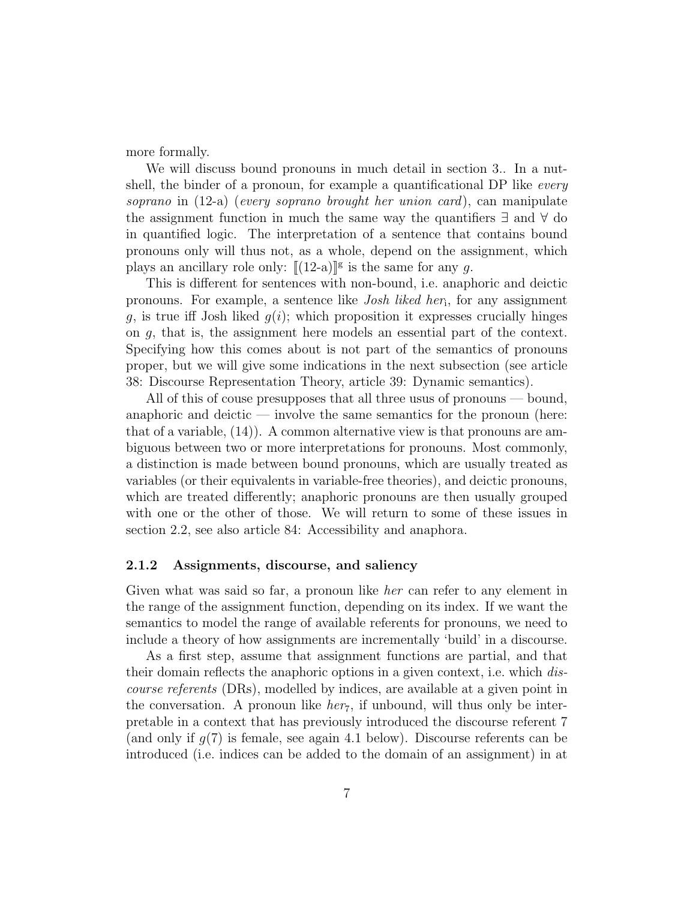more formally.

We will discuss bound pronouns in much detail in section 3.. In a nutshell, the binder of a pronoun, for example a quantificational DP like *every soprano* in (12-a) (*every soprano brought her union card*), can manipulate the assignment function in much the same way the quantifiers $\exists$ and $\forall$ do in quantified logic. The interpretation of a sentence that contains bound pronouns only will thus not, as a whole, depend on the assignment, which plays an ancillary role only: $[\![(12\text{-a})]\!]^g$ is the same for any $g$.

This is different for sentences with non-bound, i.e. anaphoric and deictic pronouns. For example, a sentence like *Josh liked her*$_i$, for any assignment $g$, is true iff Josh liked $g(i)$; which proposition it expresses crucially hinges on $g$, that is, the assignment here models an essential part of the context. Specifying how this comes about is not part of the semantics of pronouns proper, but we will give some indications in the next subsection (see article 38: Discourse Representation Theory, article 39: Dynamic semantics).

All of this of couse presupposes that all three usus of pronouns — bound, anaphoric and deictic — involve the same semantics for the pronoun (here: that of a variable, (14)). A common alternative view is that pronouns are ambiguous between two or more interpretations for pronouns. Most commonly, a distinction is made between bound pronouns, which are usually treated as variables (or their equivalents in variable-free theories), and deictic pronouns, which are treated differently; anaphoric pronouns are then usually grouped with one or the other of those. We will return to some of these issues in section 2.2, see also article 84: Accessibility and anaphora.

### 2.1.2 Assignments, discourse, and saliency

Given what was said so far, a pronoun like *her* can refer to any element in the range of the assignment function, depending on its index. If we want the semantics to model the range of available referents for pronouns, we need to include a theory of how assignments are incrementally 'build' in a discourse.

As a first step, assume that assignment functions are partial, and that their domain reflects the anaphoric options in a given context, i.e. which *discourse referents* (DRs), modelled by indices, are available at a given point in the conversation. A pronoun like *her*$_7$, if unbound, will thus only be interpretable in a context that has previously introduced the discourse referent 7 (and only if $g(7)$ is female, see again 4.1 below). Discourse referents can be introduced (i.e. indices can be added to the domain of an assignment) in at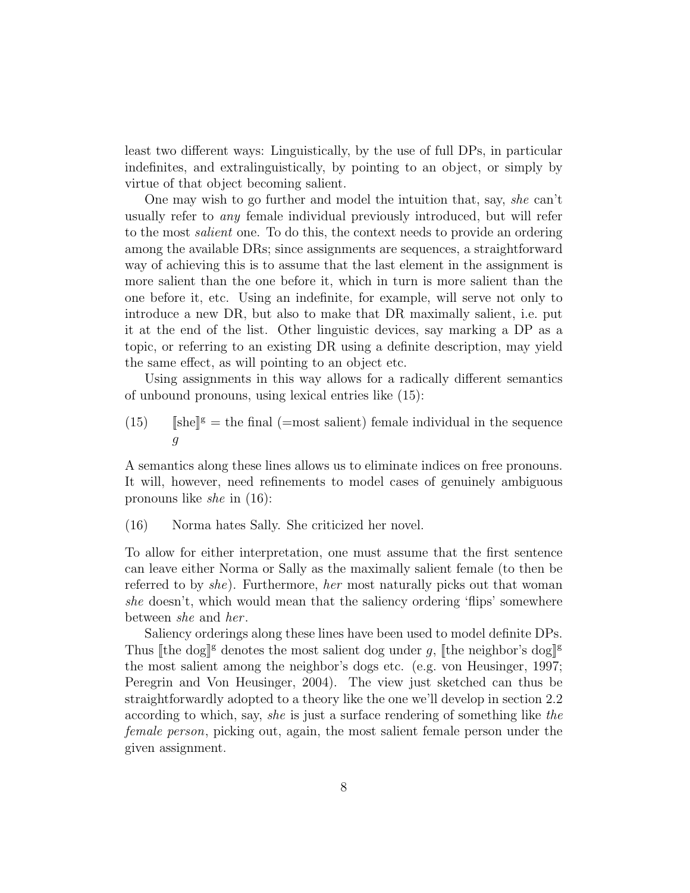least two different ways: Linguistically, by the use of full DPs, in particular indefinites, and extralinguistically, by pointing to an object, or simply by virtue of that object becoming salient.

One may wish to go further and model the intuition that, say, *she* can't usually refer to *any* female individual previously introduced, but will refer to the most *salient* one. To do this, the context needs to provide an ordering among the available DRs; since assignments are sequences, a straightforward way of achieving this is to assume that the last element in the assignment is more salient than the one before it, which in turn is more salient than the one before it, etc. Using an indefinite, for example, will serve not only to introduce a new DR, but also to make that DR maximally salient, i.e. put it at the end of the list. Other linguistic devices, say marking a DP as a topic, or referring to an existing DR using a definite description, may yield the same effect, as will pointing to an object etc.

Using assignments in this way allows for a radically different semantics of unbound pronouns, using lexical entries like (15):

(15) $[\![\text{she}]\!]^g$ = the final (=most salient) female individual in the sequence $g$

A semantics along these lines allows us to eliminate indices on free pronouns. It will, however, need refinements to model cases of genuinely ambiguous pronouns like *she* in (16):

(16) Norma hates Sally. She criticized her novel.

To allow for either interpretation, one must assume that the first sentence can leave either Norma or Sally as the maximally salient female (to then be referred to by *she*). Furthermore, *her* most naturally picks out that woman *she* doesn't, which would mean that the saliency ordering 'flips' somewhere between *she* and *her*.

Saliency orderings along these lines have been used to model definite DPs. Thus $[\![\text{the dog}]\!]^g$ denotes the most salient dog under $g$, $[\![\text{the neighbor's dog}]\!]^g$ the most salient among the neighbor's dogs etc. (e.g. von Heusinger, 1997; Peregrin and Von Heusinger, 2004). The view just sketched can thus be straightforwardly adopted to a theory like the one we'll develop in section 2.2 according to which, say, *she* is just a surface rendering of something like *the female person*, picking out, again, the most salient female person under the given assignment.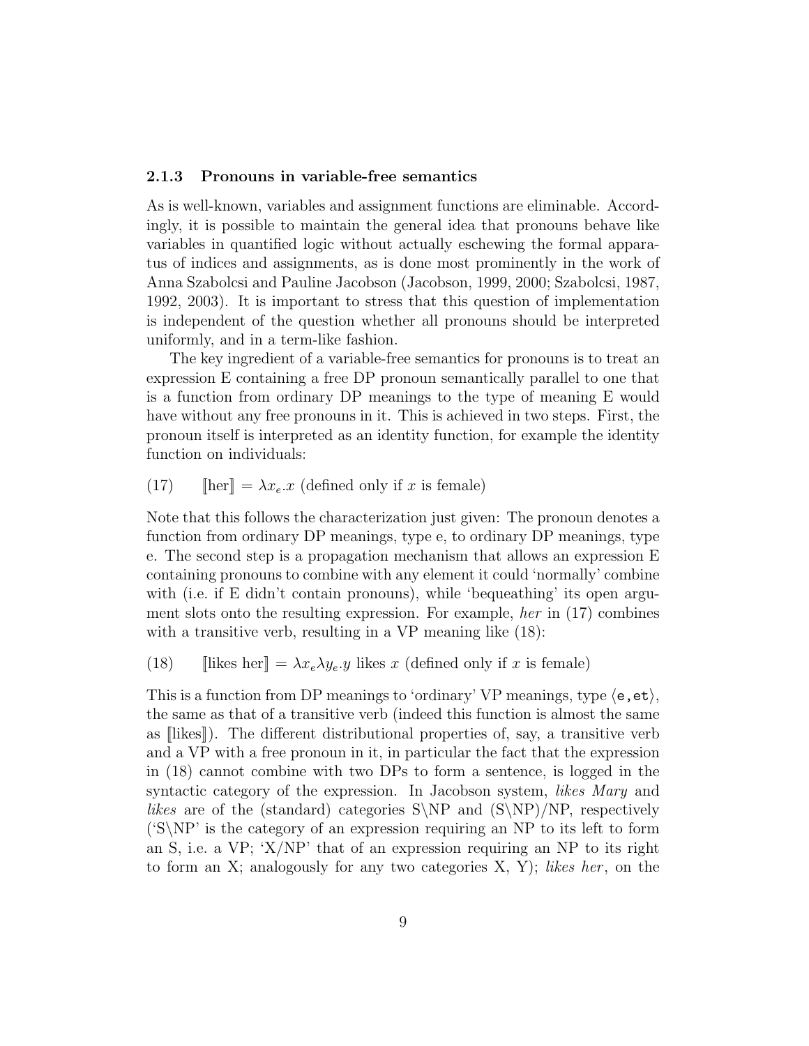### 2.1.3 Pronouns in variable-free semantics

As is well-known, variables and assignment functions are eliminable. Accordingly, it is possible to maintain the general idea that pronouns behave like variables in quantified logic without actually eschewing the formal apparatus of indices and assignments, as is done most prominently in the work of Anna Szabolcsi and Pauline Jacobson (Jacobson, 1999, 2000; Szabolcsi, 1987, 1992, 2003). It is important to stress that this question of implementation is independent of the question whether all pronouns should be interpreted uniformly, and in a term-like fashion.

The key ingredient of a variable-free semantics for pronouns is to treat an expression E containing a free DP pronoun semantically parallel to one that is a function from ordinary DP meanings to the type of meaning E would have without any free pronouns in it. This is achieved in two steps. First, the pronoun itself is interpreted as an identity function, for example the identity function on individuals:

(17) $[\![\text{her}]\!] = \lambda x_e.x$ (defined only if $x$ is female)

Note that this follows the characterization just given: The pronoun denotes a function from ordinary DP meanings, type e, to ordinary DP meanings, type e. The second step is a propagation mechanism that allows an expression E containing pronouns to combine with any element it could 'normally' combine with (i.e. if E didn't contain pronouns), while 'bequeathing' its open argument slots onto the resulting expression. For example, *her* in (17) combines with a transitive verb, resulting in a VP meaning like (18):

(18) $[\![\text{likes her}]\!] = \lambda x_e \lambda y_e.y$ likes $x$ (defined only if $x$ is female)

This is a function from DP meanings to 'ordinary' VP meanings, type $\langle \texttt{e,et} \rangle$, the same as that of a transitive verb (indeed this function is almost the same as $[\![\text{likes}]\!]$). The different distributional properties of, say, a transitive verb and a VP with a free pronoun in it, in particular the fact that the expression in (18) cannot combine with two DPs to form a sentence, is logged in the syntactic category of the expression. In Jacobson system, *likes Mary* and *likes* are of the (standard) categories S\NP and (S\NP)/NP, respectively ('S\NP' is the category of an expression requiring an NP to its left to form an S, i.e. a VP; 'X/NP' that of an expression requiring an NP to its right to form an X; analogously for any two categories X, Y); *likes her*, on the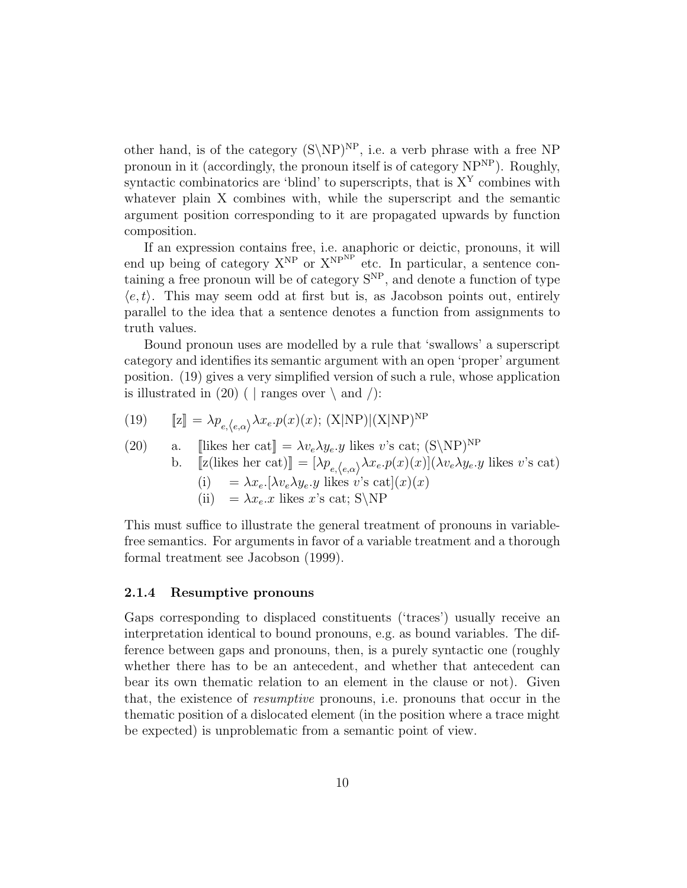other hand, is of the category $(S\backslash NP)^{NP}$, i.e. a verb phrase with a free NP pronoun in it (accordingly, the pronoun itself is of category $NP^{NP}$). Roughly, syntactic combinatorics are 'blind' to superscripts, that is $X^Y$ combines with whatever plain X combines with, while the superscript and the semantic argument position corresponding to it are propagated upwards by function composition.

If an expression contains free, i.e. anaphoric or deictic, pronouns, it will end up being of category $X^{NP}$ or $X^{NP^{NP}}$ etc. In particular, a sentence containing a free pronoun will be of category $S^{NP}$, and denote a function of type $\langle e, t\rangle$. This may seem odd at first but is, as Jacobson points out, entirely parallel to the idea that a sentence denotes a function from assignments to truth values.

Bound pronoun uses are modelled by a rule that 'swallows' a superscript category and identifies its semantic argument with an open 'proper' argument position. (19) gives a very simplified version of such a rule, whose application is illustrated in (20) ( | ranges over \ and /):

(19) $[\![\text{z}]\!] = \lambda p_{e,\langle e,\alpha\rangle} \lambda x_e.p(x)(x)$; $(X|NP)|(X|NP)^{NP}$

(20) a. $[\![\text{likes her cat}]\!] = \lambda v_e \lambda y_e.y$ likes $v$'s cat; $(S\backslash NP)^{NP}$

b. $[\![\text{z(likes her cat)}]\!] = [\lambda p_{e,\langle e,\alpha\rangle} \lambda x_e.p(x)(x)](\lambda v_e \lambda y_e.y$ likes $v$'s cat)

(i) $= \lambda x_e.[\lambda v_e \lambda y_e.y$ likes $v$'s cat$](x)(x)$

(ii) $= \lambda x_e.x$ likes $x$'s cat; $S\backslash NP$

This must suffice to illustrate the general treatment of pronouns in variable-free semantics. For arguments in favor of a variable treatment and a thorough formal treatment see Jacobson (1999).

### 2.1.4 Resumptive pronouns

Gaps corresponding to displaced constituents ('traces') usually receive an interpretation identical to bound pronouns, e.g. as bound variables. The difference between gaps and pronouns, then, is a purely syntactic one (roughly whether there has to be an antecedent, and whether that antecedent can bear its own thematic relation to an element in the clause or not). Given that, the existence of *resumptive* pronouns, i.e. pronouns that occur in the thematic position of a dislocated element (in the position where a trace might be expected) is unproblematic from a semantic point of view.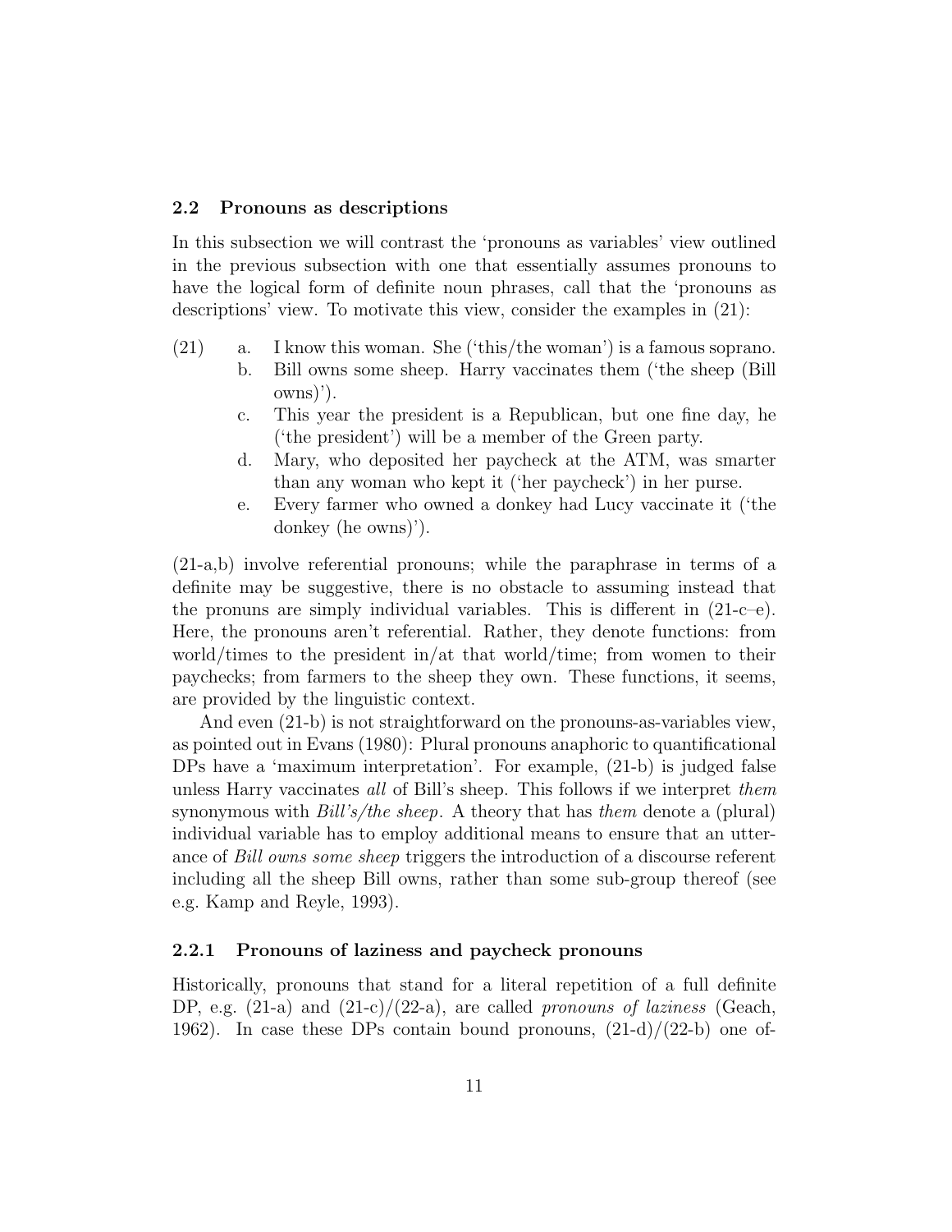### 2.2 Pronouns as descriptions

In this subsection we will contrast the 'pronouns as variables' view outlined in the previous subsection with one that essentially assumes pronouns to have the logical form of definite noun phrases, call that the 'pronouns as descriptions' view. To motivate this view, consider the examples in (21):

(21) a. I know this woman. She ('this/the woman') is a famous soprano.
  b. Bill owns some sheep. Harry vaccinates them ('the sheep (Bill owns)').
  c. This year the president is a Republican, but one fine day, he ('the president') will be a member of the Green party.
  d. Mary, who deposited her paycheck at the ATM, was smarter than any woman who kept it ('her paycheck') in her purse.
  e. Every farmer who owned a donkey had Lucy vaccinate it ('the donkey (he owns)').

(21-a,b) involve referential pronouns; while the paraphrase in terms of a definite may be suggestive, there is no obstacle to assuming instead that the pronuns are simply individual variables. This is different in (21-c–e). Here, the pronouns aren't referential. Rather, they denote functions: from world/times to the president in/at that world/time; from women to their paychecks; from farmers to the sheep they own. These functions, it seems, are provided by the linguistic context.

And even (21-b) is not straightforward on the pronouns-as-variables view, as pointed out in Evans (1980): Plural pronouns anaphoric to quantificational DPs have a 'maximum interpretation'. For example, (21-b) is judged false unless Harry vaccinates *all* of Bill's sheep. This follows if we interpret *them* synonymous with *Bill's/the sheep*. A theory that has *them* denote a (plural) individual variable has to employ additional means to ensure that an utterance of *Bill owns some sheep* triggers the introduction of a discourse referent including all the sheep Bill owns, rather than some sub-group thereof (see e.g. Kamp and Reyle, 1993).

#### 2.2.1 Pronouns of laziness and paycheck pronouns

Historically, pronouns that stand for a literal repetition of a full definite DP, e.g. (21-a) and (21-c)/(22-a), are called *pronouns of laziness* (Geach, 1962). In case these DPs contain bound pronouns, (21-d)/(22-b) one of-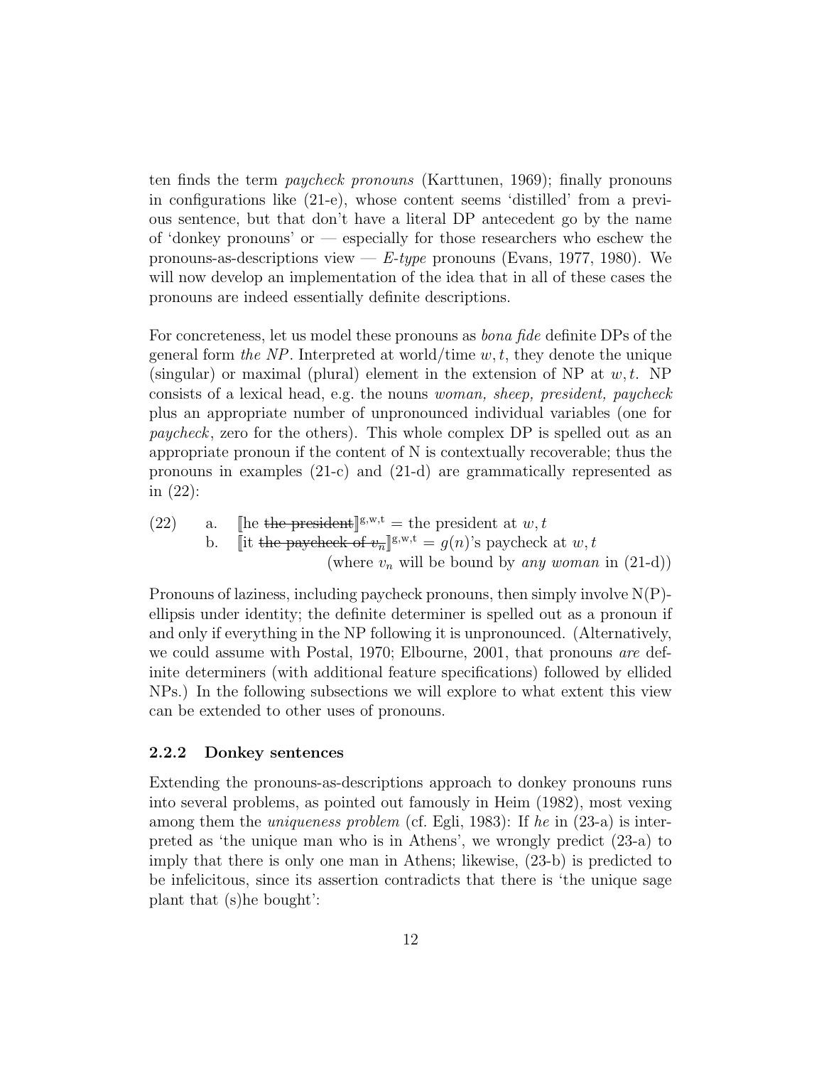ten finds the term *paycheck pronouns* (Karttunen, 1969); finally pronouns in configurations like (21-e), whose content seems 'distilled' from a previous sentence, but that don't have a literal DP antecedent go by the name of 'donkey pronouns' or — especially for those researchers who eschew the pronouns-as-descriptions view — *E-type* pronouns (Evans, 1977, 1980). We will now develop an implementation of the idea that in all of these cases the pronouns are indeed essentially definite descriptions.

For concreteness, let us model these pronouns as *bona fide* definite DPs of the general form *the NP*. Interpreted at world/time $w, t$, they denote the unique (singular) or maximal (plural) element in the extension of NP at $w, t$. NP consists of a lexical head, e.g. the nouns *woman, sheep, president, paycheck* plus an appropriate number of unpronounced individual variables (one for *paycheck*, zero for the others). This whole complex DP is spelled out as an appropriate pronoun if the content of N is contextually recoverable; thus the pronouns in examples (21-c) and (21-d) are grammatically represented as in (22):

(22) a. $[\![\text{he } \sout{\text{the president}}]\!]^{g,w,t}$ = the president at $w, t$

b. $[\![\text{it } \sout{\text{the paycheck of } v_n}]\!]^{g,w,t} = g(n)$'s paycheck at $w, t$
(where $v_n$ will be bound by *any woman* in (21-d))

Pronouns of laziness, including paycheck pronouns, then simply involve N(P)-ellipsis under identity; the definite determiner is spelled out as a pronoun if and only if everything in the NP following it is unpronounced. (Alternatively, we could assume with Postal, 1970; Elbourne, 2001, that pronouns *are* definite determiners (with additional feature specifications) followed by ellided NPs.) In the following subsections we will explore to what extent this view can be extended to other uses of pronouns.

### 2.2.2 Donkey sentences

Extending the pronouns-as-descriptions approach to donkey pronouns runs into several problems, as pointed out famously in Heim (1982), most vexing among them the *uniqueness problem* (cf. Egli, 1983): If *he* in (23-a) is interpreted as 'the unique man who is in Athens', we wrongly predict (23-a) to imply that there is only one man in Athens; likewise, (23-b) is predicted to be infelicitous, since its assertion contradicts that there is 'the unique sage plant that (s)he bought':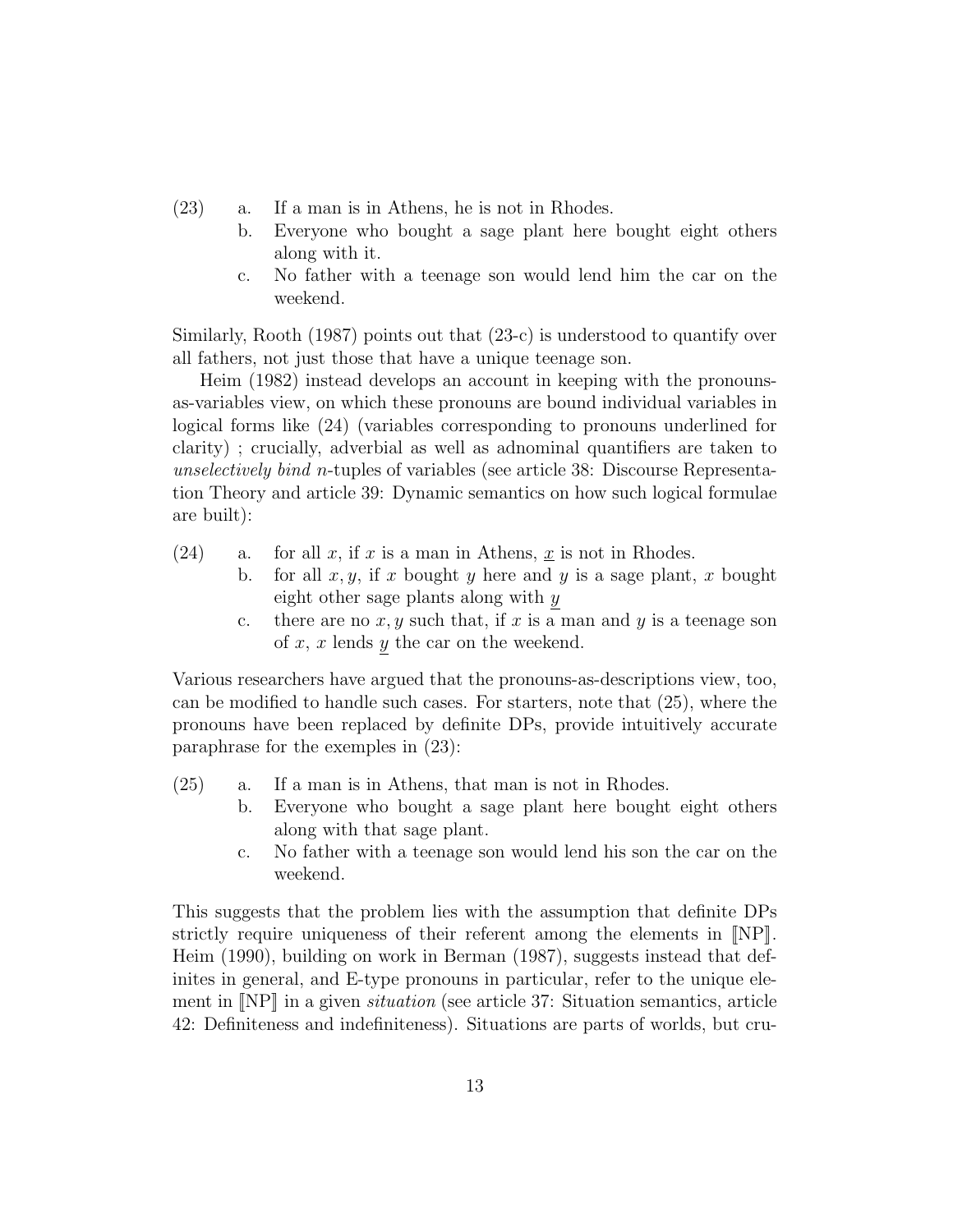(23) a. If a man is in Athens, he is not in Rhodes.

b. Everyone who bought a sage plant here bought eight others along with it.

c. No father with a teenage son would lend him the car on the weekend.

Similarly, Rooth (1987) points out that (23-c) is understood to quantify over all fathers, not just those that have a unique teenage son.

Heim (1982) instead develops an account in keeping with the pronouns-as-variables view, on which these pronouns are bound individual variables in logical forms like (24) (variables corresponding to pronouns underlined for clarity) ; crucially, adverbial as well as adnominal quantifiers are taken to *unselectively bind* $n$-tuples of variables (see article 38: Discourse Representation Theory and article 39: Dynamic semantics on how such logical formulae are built):

(24) a. for all $x$, if $x$ is a man in Athens, $\underline{x}$ is not in Rhodes.

b. for all $x, y$, if $x$ bought $y$ here and $y$ is a sage plant, $x$ bought eight other sage plants along with $\underline{y}$

c. there are no $x, y$ such that, if $x$ is a man and $y$ is a teenage son of $x$, $x$ lends $\underline{y}$ the car on the weekend.

Various researchers have argued that the pronouns-as-descriptions view, too, can be modified to handle such cases. For starters, note that (25), where the pronouns have been replaced by definite DPs, provide intuitively accurate paraphrase for the exemples in (23):

(25) a. If a man is in Athens, that man is not in Rhodes.

b. Everyone who bought a sage plant here bought eight others along with that sage plant.

c. No father with a teenage son would lend his son the car on the weekend.

This suggests that the problem lies with the assumption that definite DPs strictly require uniqueness of their referent among the elements in $[\![\text{NP}]\!]$. Heim (1990), building on work in Berman (1987), suggests instead that definites in general, and E-type pronouns in particular, refer to the unique element in $[\![\text{NP}]\!]$ in a given *situation* (see article 37: Situation semantics, article 42: Definiteness and indefiniteness). Situations are parts of worlds, but cru-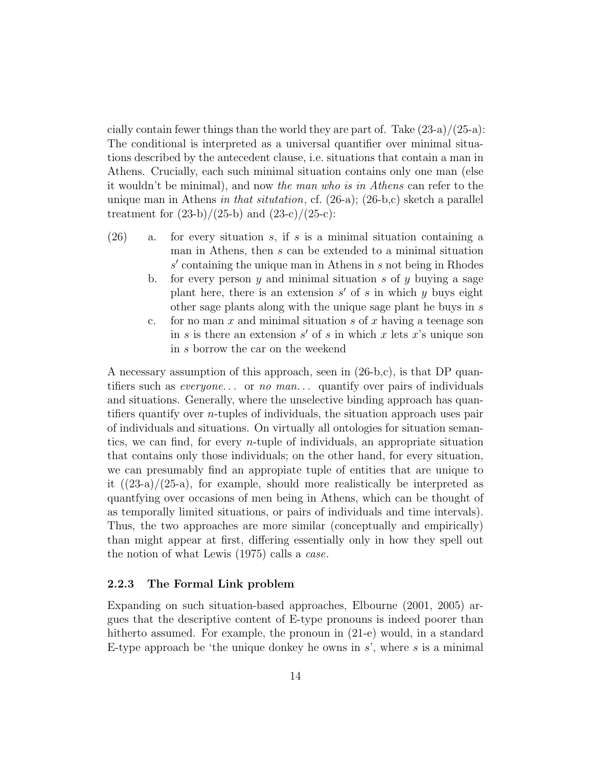cially contain fewer things than the world they are part of. Take (23-a)/(25-a): The conditional is interpreted as a universal quantifier over minimal situations described by the antecedent clause, i.e. situations that contain a man in Athens. Crucially, each such minimal situation contains only one man (else it wouldn't be minimal), and now *the man who is in Athens* can refer to the unique man in Athens *in that situtation*, cf. (26-a); (26-b,c) sketch a parallel treatment for (23-b)/(25-b) and (23-c)/(25-c):

(26)
   a. for every situation $s$, if $s$ is a minimal situation containing a man in Athens, then $s$ can be extended to a minimal situation $s'$ containing the unique man in Athens in $s$ not being in Rhodes
   b. for every person $y$ and minimal situation $s$ of $y$ buying a sage plant here, there is an extension $s'$ of $s$ in which $y$ buys eight other sage plants along with the unique sage plant he buys in $s$
   c. for no man $x$ and minimal situation $s$ of $x$ having a teenage son in $s$ is there an extension $s'$ of $s$ in which $x$ lets $x$'s unique son in $s$ borrow the car on the weekend

A necessary assumption of this approach, seen in (26-b,c), is that DP quantifiers such as *everyone...* or *no man...* quantify over pairs of individuals and situations. Generally, where the unselective binding approach has quantifiers quantify over $n$-tuples of individuals, the situation approach uses pair of individuals and situations. On virtually all ontologies for situation semantics, we can find, for every $n$-tuple of individuals, an appropriate situation that contains only those individuals; on the other hand, for every situation, we can presumably find an appopiate tuple of entities that are unique to it ((23-a)/(25-a), for example, should more realistically be interpreted as quantfying over occasions of men being in Athens, which can be thought of as temporally limited situations, or pairs of individuals and time intervals). Thus, the two approaches are more similar (conceptually and empirically) than might appear at first, differing essentially only in how they spell out the notion of what Lewis (1975) calls a *case*.

### 2.2.3 The Formal Link problem

Expanding on such situation-based approaches, Elbourne (2001, 2005) argues that the descriptive content of E-type pronouns is indeed poorer than hitherto assumed. For example, the pronoun in (21-e) would, in a standard E-type approach be 'the unique donkey he owns in $s$', where $s$ is a minimal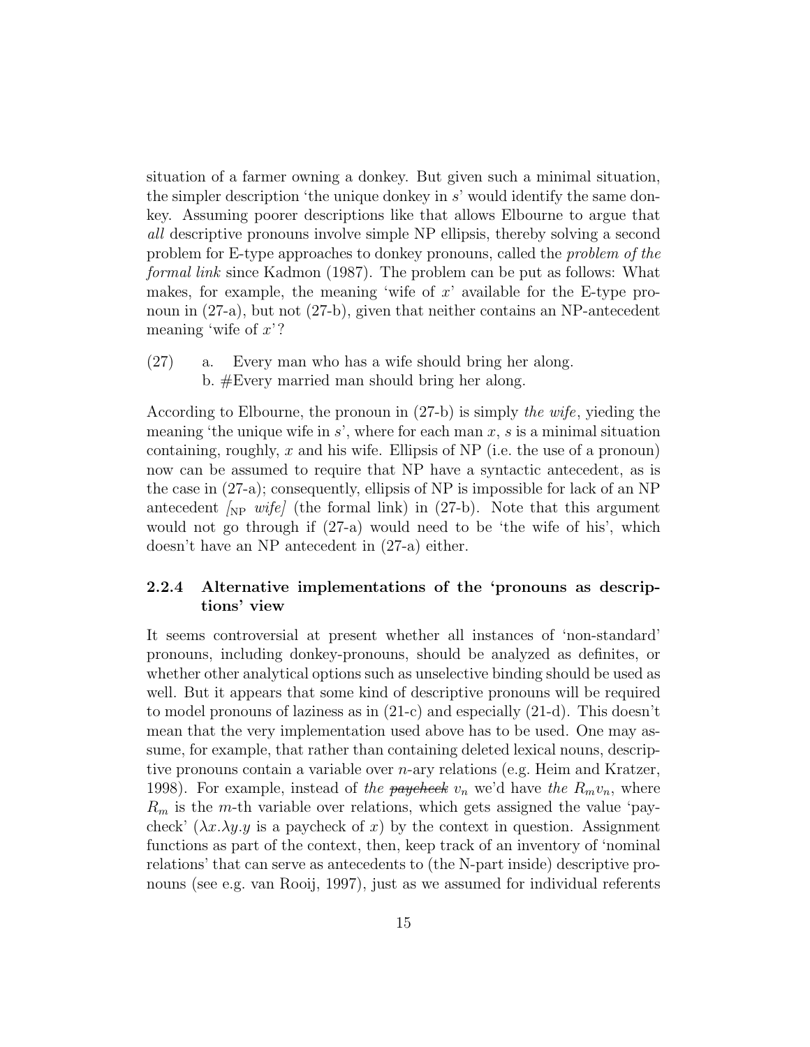situation of a farmer owning a donkey. But given such a minimal situation, the simpler description 'the unique donkey in $s$' would identify the same donkey. Assuming poorer descriptions like that allows Elbourne to argue that *all* descriptive pronouns involve simple NP ellipsis, thereby solving a second problem for E-type approaches to donkey pronouns, called the *problem of the formal link* since Kadmon (1987). The problem can be put as follows: What makes, for example, the meaning 'wife of $x$' available for the E-type pronoun in (27-a), but not (27-b), given that neither contains an NP-antecedent meaning 'wife of $x$'?

(27)
  a. Every man who has a wife should bring her along.
  b. #Every married man should bring her along.

According to Elbourne, the pronoun in (27-b) is simply *the wife*, yieding the meaning 'the unique wife in $s$', where for each man $x$, $s$ is a minimal situation containing, roughly, $x$ and his wife. Ellipsis of NP (i.e. the use of a pronoun) now can be assumed to require that NP have a syntactic antecedent, as is the case in (27-a); consequently, ellipsis of NP is impossible for lack of an NP antecedent $[_{\text{NP}}$ *wife*$]$ (the formal link) in (27-b). Note that this argument would not go through if (27-a) would need to be 'the wife of his', which doesn't have an NP antecedent in (27-a) either.

### 2.2.4 Alternative implementations of the 'pronouns as descriptions' view

It seems controversial at present whether all instances of 'non-standard' pronouns, including donkey-pronouns, should be analyzed as definites, or whether other analytical options such as unselective binding should be used as well. But it appears that some kind of descriptive pronouns will be required to model pronouns of laziness as in (21-c) and especially (21-d). This doesn't mean that the very implementation used above has to be used. One may assume, for example, that rather than containing deleted lexical nouns, descriptive pronouns contain a variable over $n$-ary relations (e.g. Heim and Kratzer, 1998). For example, instead of *the* ~~*paycheck*~~ $v_n$ we'd have *the* $R_m v_n$, where $R_m$ is the $m$-th variable over relations, which gets assigned the value 'paycheck' ($\lambda x.\lambda y.y$ is a paycheck of $x$) by the context in question. Assignment functions as part of the context, then, keep track of an inventory of 'nominal relations' that can serve as antecedents to (the N-part inside) descriptive pronouns (see e.g. van Rooij, 1997), just as we assumed for individual referents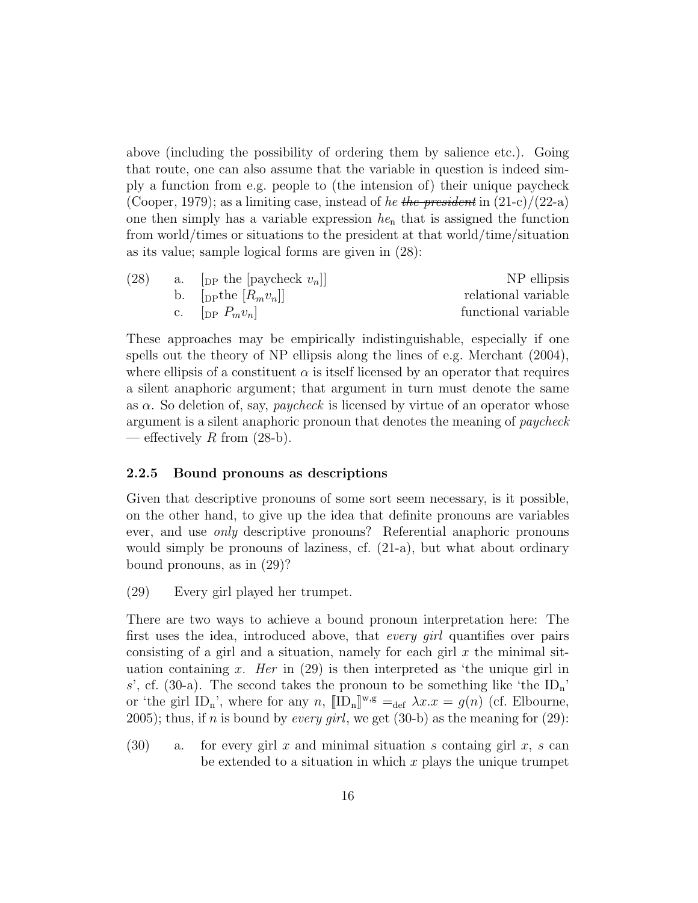above (including the possibility of ordering them by salience etc.). Going that route, one can also assume that the variable in question is indeed simply a function from e.g. people to (the intension of) their unique paycheck (Cooper, 1979); as a limiting case, instead of *he* ~~*the president*~~ in (21-c)/(22-a) one then simply has a variable expression $he_n$ that is assigned the function from world/times or situations to the president at that world/time/situation as its value; sample logical forms are given in (28):

(28)
a. $[_{\text{DP}}$ the [paycheck $v_n$]] — NP ellipsis
b. $[_{\text{DP}}$the $[R_m v_n]]$ — relational variable
c. $[_{\text{DP}}\ P_m v_n]$ — functional variable

These approaches may be empirically indistinguishable, especially if one spells out the theory of NP ellipsis along the lines of e.g. Merchant (2004), where ellipsis of a constituent $\alpha$ is itself licensed by an operator that requires a silent anaphoric argument; that argument in turn must denote the same as $\alpha$. So deletion of, say, *paycheck* is licensed by virtue of an operator whose argument is a silent anaphoric pronoun that denotes the meaning of *paycheck* — effectively $R$ from (28-b).

### 2.2.5 Bound pronouns as descriptions

Given that descriptive pronouns of some sort seem necessary, is it possible, on the other hand, to give up the idea that definite pronouns are variables ever, and use *only* descriptive pronouns? Referential anaphoric pronouns would simply be pronouns of laziness, cf. (21-a), but what about ordinary bound pronouns, as in (29)?

(29) Every girl played her trumpet.

There are two ways to achieve a bound pronoun interpretation here: The first uses the idea, introduced above, that *every girl* quantifies over pairs consisting of a girl and a situation, namely for each girl $x$ the minimal situation containing $x$. *Her* in (29) is then interpreted as 'the unique girl in $s$', cf. (30-a). The second takes the pronoun to be something like 'the $\text{ID}_\text{n}$' or 'the girl $\text{ID}_\text{n}$', where for any $n$, $[\![\text{ID}_\text{n}]\!]^{\text{w,g}} =_{\text{def}} \lambda x.x = g(n)$ (cf. Elbourne, 2005); thus, if $n$ is bound by *every girl*, we get (30-b) as the meaning for (29):

(30)
a. for every girl $x$ and minimal situation $s$ containg girl $x$, $s$ can be extended to a situation in which $x$ plays the unique trumpet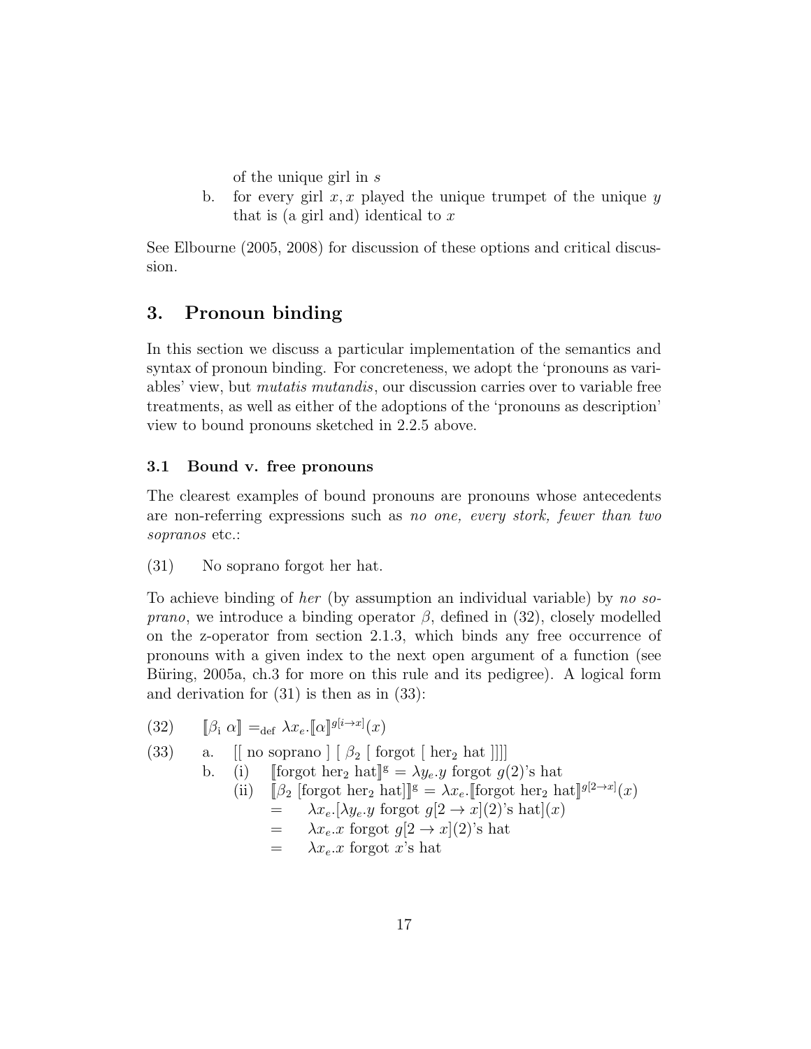of the unique girl in $s$

b. for every girl $x, x$ played the unique trumpet of the unique $y$ that is (a girl and) identical to $x$

See Elbourne (2005, 2008) for discussion of these options and critical discussion.

## 3. Pronoun binding

In this section we discuss a particular implementation of the semantics and syntax of pronoun binding. For concreteness, we adopt the 'pronouns as variables' view, but *mutatis mutandis*, our discussion carries over to variable free treatments, as well as either of the adoptions of the 'pronouns as description' view to bound pronouns sketched in 2.2.5 above.

### 3.1 Bound v. free pronouns

The clearest examples of bound pronouns are pronouns whose antecedents are non-referring expressions such as *no one, every stork, fewer than two sopranos* etc.:

(31) No soprano forgot her hat.

To achieve binding of *her* (by assumption an individual variable) by *no soprano*, we introduce a binding operator $\beta$, defined in (32), closely modelled on the z-operator from section 2.1.3, which binds any free occurrence of pronouns with a given index to the next open argument of a function (see Büring, 2005a, ch.3 for more on this rule and its pedigree). A logical form and derivation for (31) is then as in (33):

(32) $[\![\beta_i\ \alpha]\!] =_{\text{def}} \lambda x_e.[\![\alpha]\!]^{g[i \rightarrow x]}(x)$

(33) a. [[ no soprano ] [ $\beta_2$ [ forgot [ her$_2$ hat ]]]]

b. (i) $[\![\text{forgot her}_2 \text{ hat}]\!]^g = \lambda y_e.y$ forgot $g(2)$'s hat

(ii) $[\![\beta_2\ [\text{forgot her}_2 \text{ hat}]]\!]^g = \lambda x_e.[\![\text{forgot her}_2 \text{ hat}]\!]^{g[2 \rightarrow x]}(x)$

$= \lambda x_e.[\lambda y_e.y$ forgot $g[2 \rightarrow x](2)$'s hat$](x)$

$= \lambda x_e.x$ forgot $g[2 \rightarrow x](2)$'s hat

$= \lambda x_e.x$ forgot $x$'s hat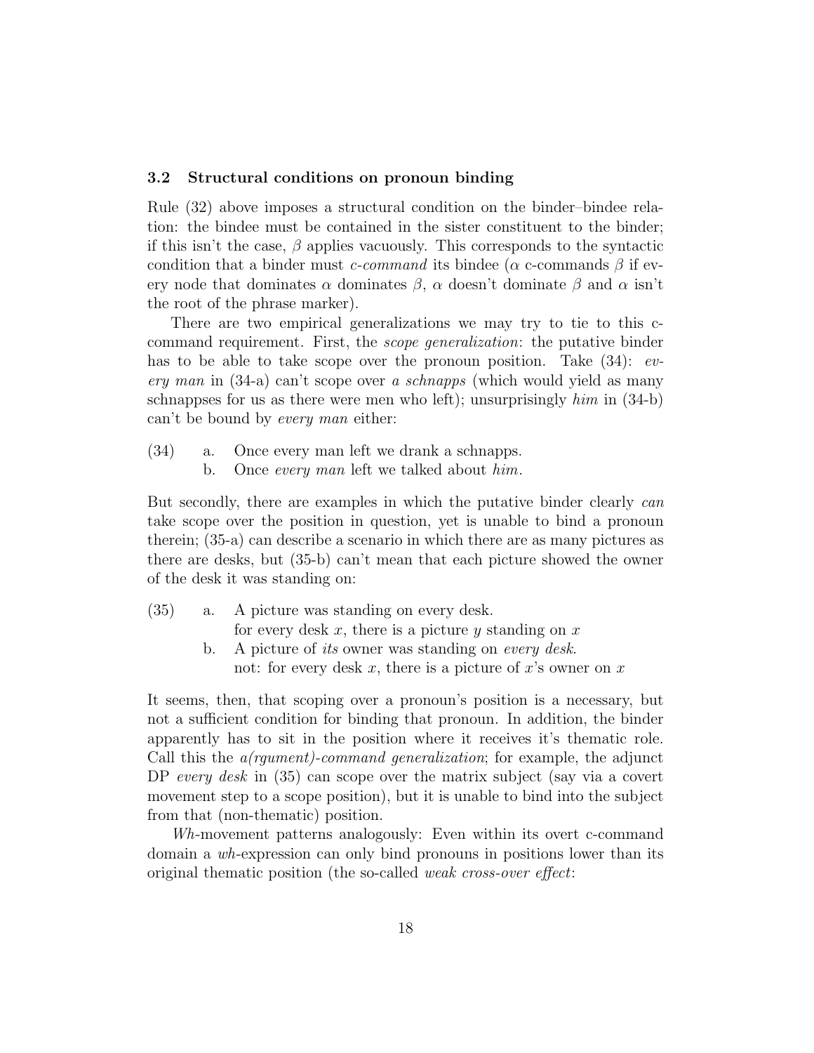### 3.2 Structural conditions on pronoun binding

Rule (32) above imposes a structural condition on the binder–bindee relation: the bindee must be contained in the sister constituent to the binder; if this isn't the case, $\beta$ applies vacuously. This corresponds to the syntactic condition that a binder must *c-command* its bindee ($\alpha$ c-commands $\beta$ if every node that dominates $\alpha$ dominates $\beta$, $\alpha$ doesn't dominate $\beta$ and $\alpha$ isn't the root of the phrase marker).

There are two empirical generalizations we may try to tie to this c-command requirement. First, the *scope generalization*: the putative binder has to be able to take scope over the pronoun position. Take (34): *every man* in (34-a) can't scope over *a schnapps* (which would yield as many schnappses for us as there were men who left); unsurprisingly *him* in (34-b) can't be bound by *every man* either:

(34) a. Once every man left we drank a schnapps.
     b. Once *every man* left we talked about *him*.

But secondly, there are examples in which the putative binder clearly *can* take scope over the position in question, yet is unable to bind a pronoun therein; (35-a) can describe a scenario in which there are as many pictures as there are desks, but (35-b) can't mean that each picture showed the owner of the desk it was standing on:

(35) a. A picture was standing on every desk.
        for every desk $x$, there is a picture $y$ standing on $x$
     b. A picture of *its* owner was standing on *every desk*.
        not: for every desk $x$, there is a picture of $x$'s owner on $x$

It seems, then, that scoping over a pronoun's position is a necessary, but not a sufficient condition for binding that pronoun. In addition, the binder apparently has to sit in the position where it receives it's thematic role. Call this the *a(rgument)-command generalization*; for example, the adjunct DP *every desk* in (35) can scope over the matrix subject (say via a covert movement step to a scope position), but it is unable to bind into the subject from that (non-thematic) position.

*Wh*-movement patterns analogously: Even within its overt c-command domain a *wh*-expression can only bind pronouns in positions lower than its original thematic position (the so-called *weak cross-over effect*: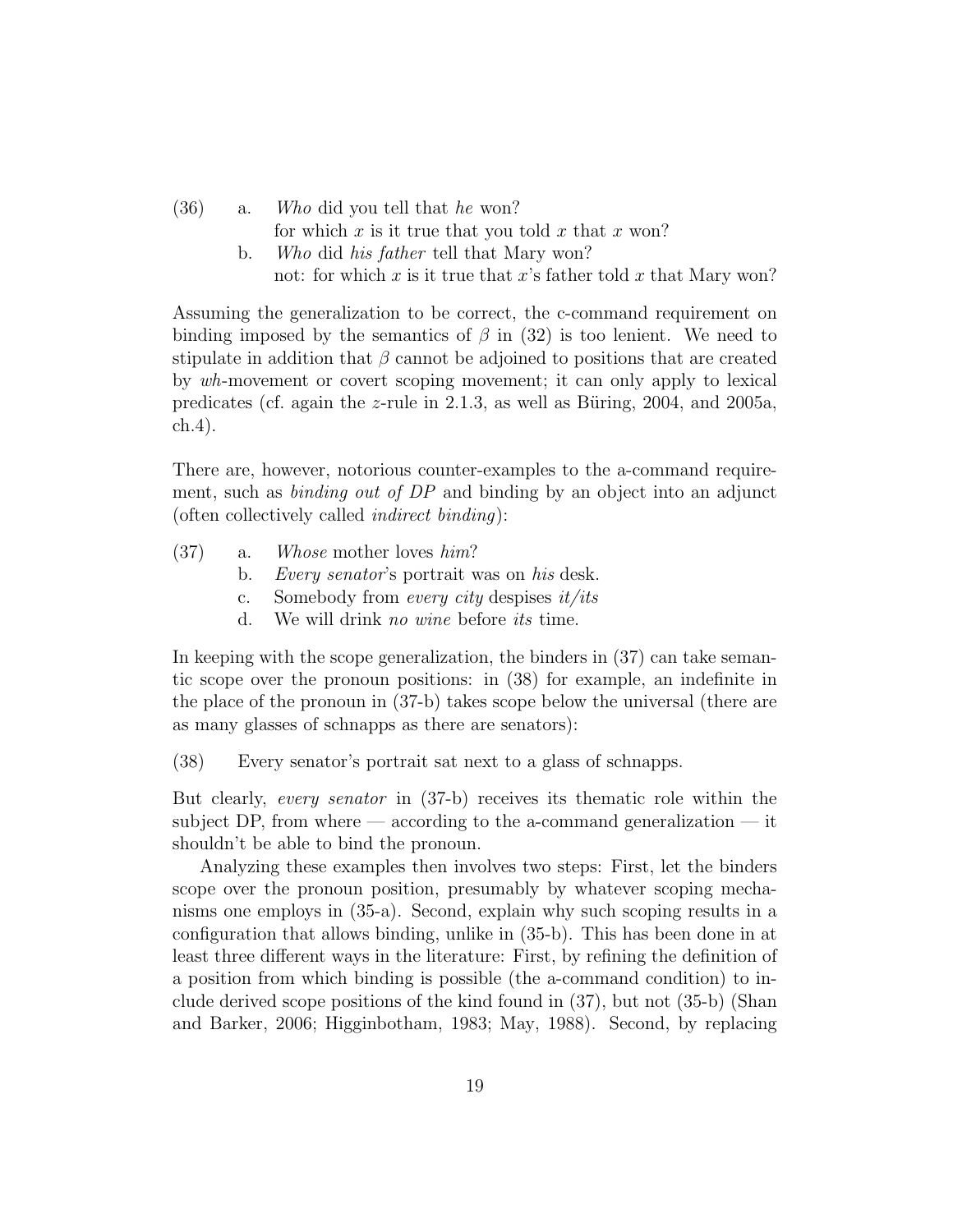(36) a. *Who* did you tell that *he* won?
   for which $x$ is it true that you told $x$ that $x$ won?
  b. *Who* did *his father* tell that Mary won?
   not: for which $x$ is it true that $x$'s father told $x$ that Mary won?

Assuming the generalization to be correct, the c-command requirement on binding imposed by the semantics of $\beta$ in (32) is too lenient. We need to stipulate in addition that $\beta$ cannot be adjoined to positions that are created by *wh*-movement or covert scoping movement; it can only apply to lexical predicates (cf. again the $z$-rule in 2.1.3, as well as Büring, 2004, and 2005a, ch.4).

There are, however, notorious counter-examples to the a-command requirement, such as *binding out of DP* and binding by an object into an adjunct (often collectively called *indirect binding*):

(37) a. *Whose* mother loves *him*?
  b. *Every senator*'s portrait was on *his* desk.
  c. Somebody from *every city* despises *it/its*
  d. We will drink *no wine* before *its* time.

In keeping with the scope generalization, the binders in (37) can take semantic scope over the pronoun positions: in (38) for example, an indefinite in the place of the pronoun in (37-b) takes scope below the universal (there are as many glasses of schnapps as there are senators):

(38) Every senator's portrait sat next to a glass of schnapps.

But clearly, *every senator* in (37-b) receives its thematic role within the subject DP, from where — according to the a-command generalization — it shouldn't be able to bind the pronoun.

Analyzing these examples then involves two steps: First, let the binders scope over the pronoun position, presumably by whatever scoping mechanisms one employs in (35-a). Second, explain why such scoping results in a configuration that allows binding, unlike in (35-b). This has been done in at least three different ways in the literature: First, by refining the definition of a position from which binding is possible (the a-command condition) to include derived scope positions of the kind found in (37), but not (35-b) (Shan and Barker, 2006; Higginbotham, 1983; May, 1988). Second, by replacing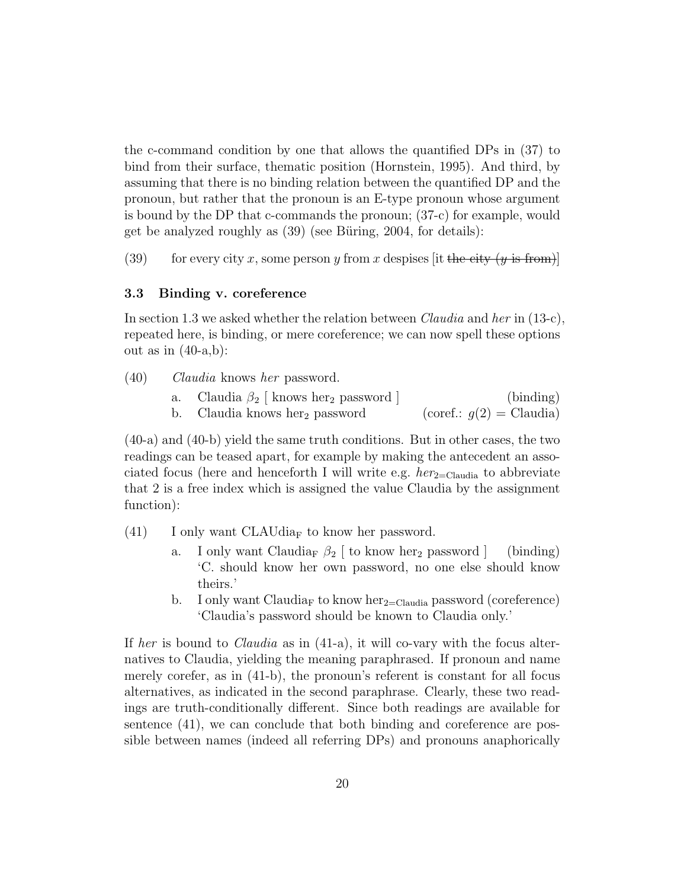the c-command condition by one that allows the quantified DPs in (37) to bind from their surface, thematic position (Hornstein, 1995). And third, by assuming that there is no binding relation between the quantified DP and the pronoun, but rather that the pronoun is an E-type pronoun whose argument is bound by the DP that c-commands the pronoun; (37-c) for example, would get be analyzed roughly as (39) (see Büring, 2004, for details):

(39) for every city $x$, some person $y$ from $x$ despises [it ~~the city ($y$ is from)~~]

### 3.3 Binding v. coreference

In section 1.3 we asked whether the relation between *Claudia* and *her* in (13-c), repeated here, is binding, or mere coreference; we can now spell these options out as in (40-a,b):

(40) *Claudia* knows *her* password.

a. Claudia $\beta_2$ [ knows $\text{her}_2$ password ] (binding)

b. Claudia knows $\text{her}_2$ password (coref.: $g(2)$ = Claudia)

(40-a) and (40-b) yield the same truth conditions. But in other cases, the two readings can be teased apart, for example by making the antecedent an associated focus (here and henceforth I will write e.g. $\textit{her}_{2=\text{Claudia}}$ to abbreviate that 2 is a free index which is assigned the value Claudia by the assignment function):

(41) I only want $\text{CLAUdia}_\text{F}$ to know her password.

a. I only want $\text{Claudia}_\text{F}$ $\beta_2$ [ to know $\text{her}_2$ password ] (binding)
'C. should know her own password, no one else should know theirs.'

b. I only want $\text{Claudia}_\text{F}$ to know $\text{her}_{2=\text{Claudia}}$ password (coreference)
'Claudia's password should be known to Claudia only.'

If *her* is bound to *Claudia* as in (41-a), it will co-vary with the focus alternatives to Claudia, yielding the meaning paraphrased. If pronoun and name merely corefer, as in (41-b), the pronoun's referent is constant for all focus alternatives, as indicated in the second paraphrase. Clearly, these two readings are truth-conditionally different. Since both readings are available for sentence (41), we can conclude that both binding and coreference are possible between names (indeed all referring DPs) and pronouns anaphorically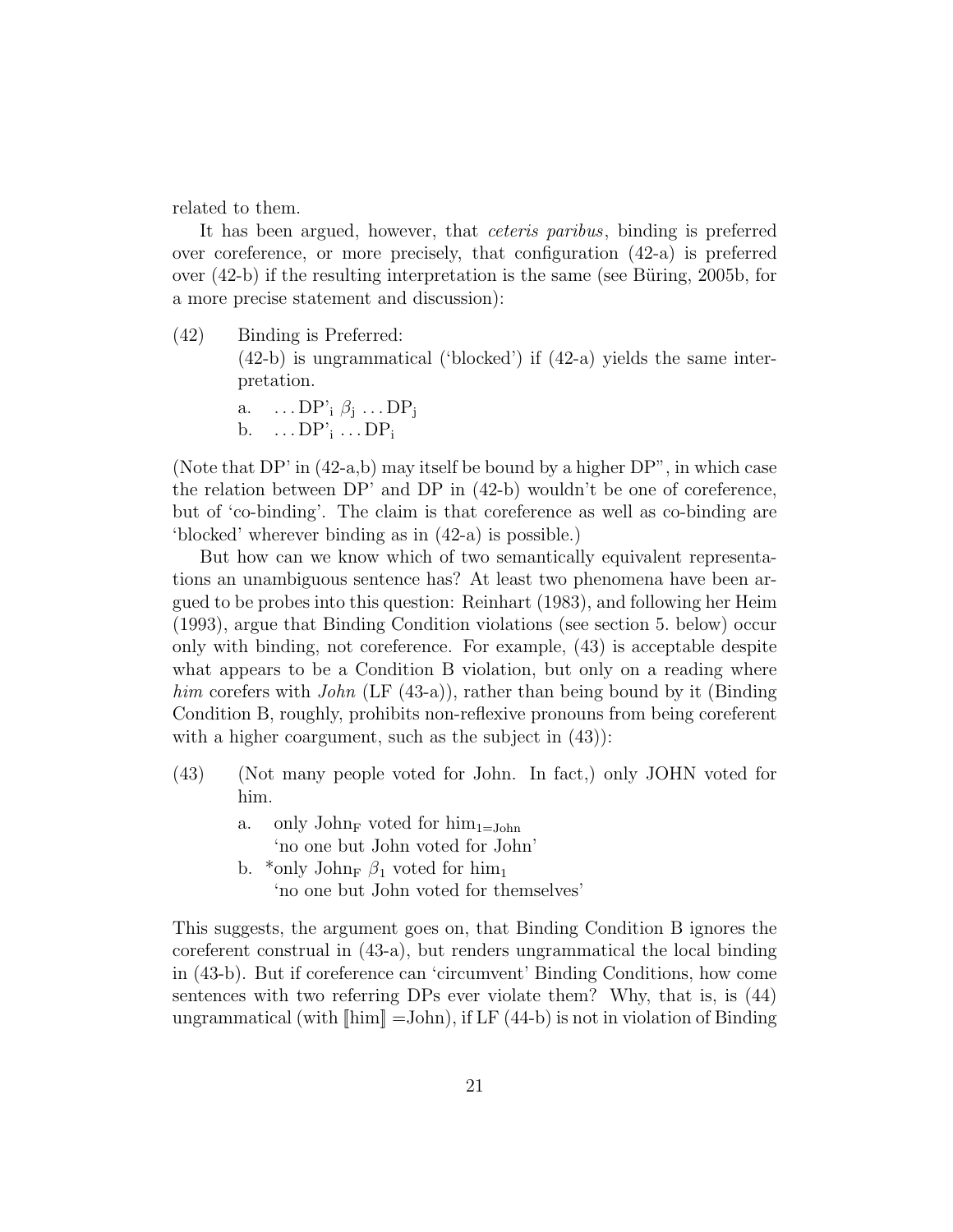related to them.

It has been argued, however, that *ceteris paribus*, binding is preferred over coreference, or more precisely, that configuration (42-a) is preferred over (42-b) if the resulting interpretation is the same (see Büring, 2005b, for a more precise statement and discussion):

(42) Binding is Preferred:
(42-b) is ungrammatical ('blocked') if (42-a) yields the same interpretation.

a. $\ldots \mathrm{DP'}_{\mathrm{i}}\ \beta_{\mathrm{j}} \ldots \mathrm{DP}_{\mathrm{j}}$
b. $\ldots \mathrm{DP'}_{\mathrm{i}} \ldots \mathrm{DP}_{\mathrm{i}}$

(Note that DP' in (42-a,b) may itself be bound by a higher DP", in which case the relation between DP' and DP in (42-b) wouldn't be one of coreference, but of 'co-binding'. The claim is that coreference as well as co-binding are 'blocked' wherever binding as in (42-a) is possible.)

But how can we know which of two semantically equivalent representations an unambiguous sentence has? At least two phenomena have been argued to be probes into this question: Reinhart (1983), and following her Heim (1993), argue that Binding Condition violations (see section 5. below) occur only with binding, not coreference. For example, (43) is acceptable despite what appears to be a Condition B violation, but only on a reading where *him* corefers with *John* (LF (43-a)), rather than being bound by it (Binding Condition B, roughly, prohibits non-reflexive pronouns from being coreferent with a higher coargument, such as the subject in (43)):

(43) (Not many people voted for John. In fact,) only JOHN voted for him.

a. only $\mathrm{John}_{\mathrm{F}}$ voted for $\mathrm{him}_{1=\mathrm{John}}$
'no one but John voted for John'
b. *only $\mathrm{John}_{\mathrm{F}}$ $\beta_1$ voted for $\mathrm{him}_1$
'no one but John voted for themselves'

This suggests, the argument goes on, that Binding Condition B ignores the coreferent construal in (43-a), but renders ungrammatical the local binding in (43-b). But if coreference can 'circumvent' Binding Conditions, how come sentences with two referring DPs ever violate them? Why, that is, is (44) ungrammatical (with $[\![\mathrm{him}]\!] = \mathrm{John}$), if LF (44-b) is not in violation of Binding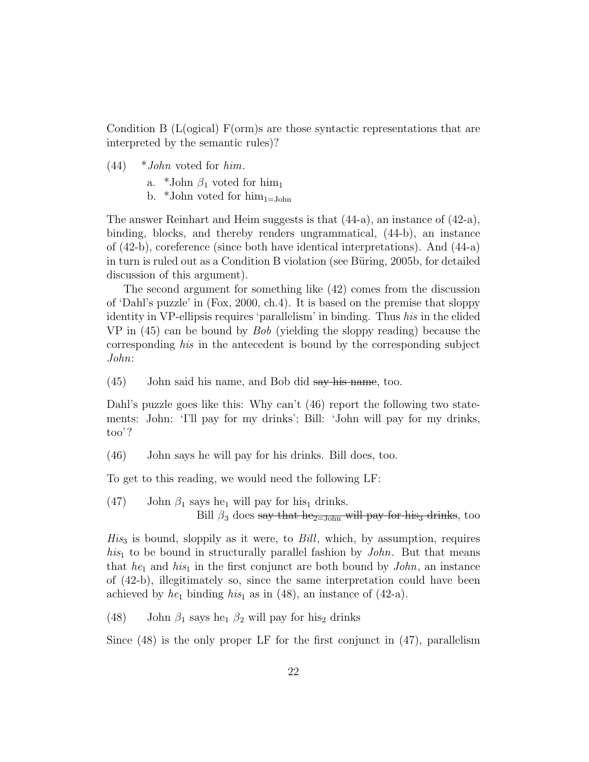Condition B (L(ogical) F(orm)s are those syntactic representations that are interpreted by the semantic rules)?

(44) \**John* voted for *him*.

a. \*John $\beta_1$ voted for him$_1$

b. \*John voted for him$_{1=\text{John}}$

The answer Reinhart and Heim suggests is that (44-a), an instance of (42-a), binding, blocks, and thereby renders ungrammatical, (44-b), an instance of (42-b), coreference (since both have identical interpretations). And (44-a) in turn is ruled out as a Condition B violation (see Büring, 2005b, for detailed discussion of this argument).

The second argument for something like (42) comes from the discussion of 'Dahl's puzzle' in (Fox, 2000, ch.4). It is based on the premise that sloppy identity in VP-ellipsis requires 'parallelism' in binding. Thus *his* in the elided VP in (45) can be bound by *Bob* (yielding the sloppy reading) because the corresponding *his* in the antecedent is bound by the corresponding subject *John*:

(45) John said his name, and Bob did ~~say his name~~, too.

Dahl's puzzle goes like this: Why can't (46) report the following two statements: John: 'I'll pay for my drinks'; Bill: 'John will pay for my drinks, too'?

(46) John says he will pay for his drinks. Bill does, too.

To get to this reading, we would need the following LF:

(47) John $\beta_1$ says he$_1$ will pay for his$_1$ drinks.
Bill $\beta_3$ does ~~say that he$_{2=\text{John}}$ will pay for his$_3$ drinks~~, too

*His*$_3$ is bound, sloppily as it were, to *Bill*, which, by assumption, requires *his*$_1$ to be bound in structurally parallel fashion by *John*. But that means that *he*$_1$ and *his*$_1$ in the first conjunct are both bound by *John*, an instance of (42-b), illegitimately so, since the same interpretation could have been achieved by *he*$_1$ binding *his*$_1$ as in (48), an instance of (42-a).

(48) John $\beta_1$ says he$_1$ $\beta_2$ will pay for his$_2$ drinks

Since (48) is the only proper LF for the first conjunct in (47), parallelism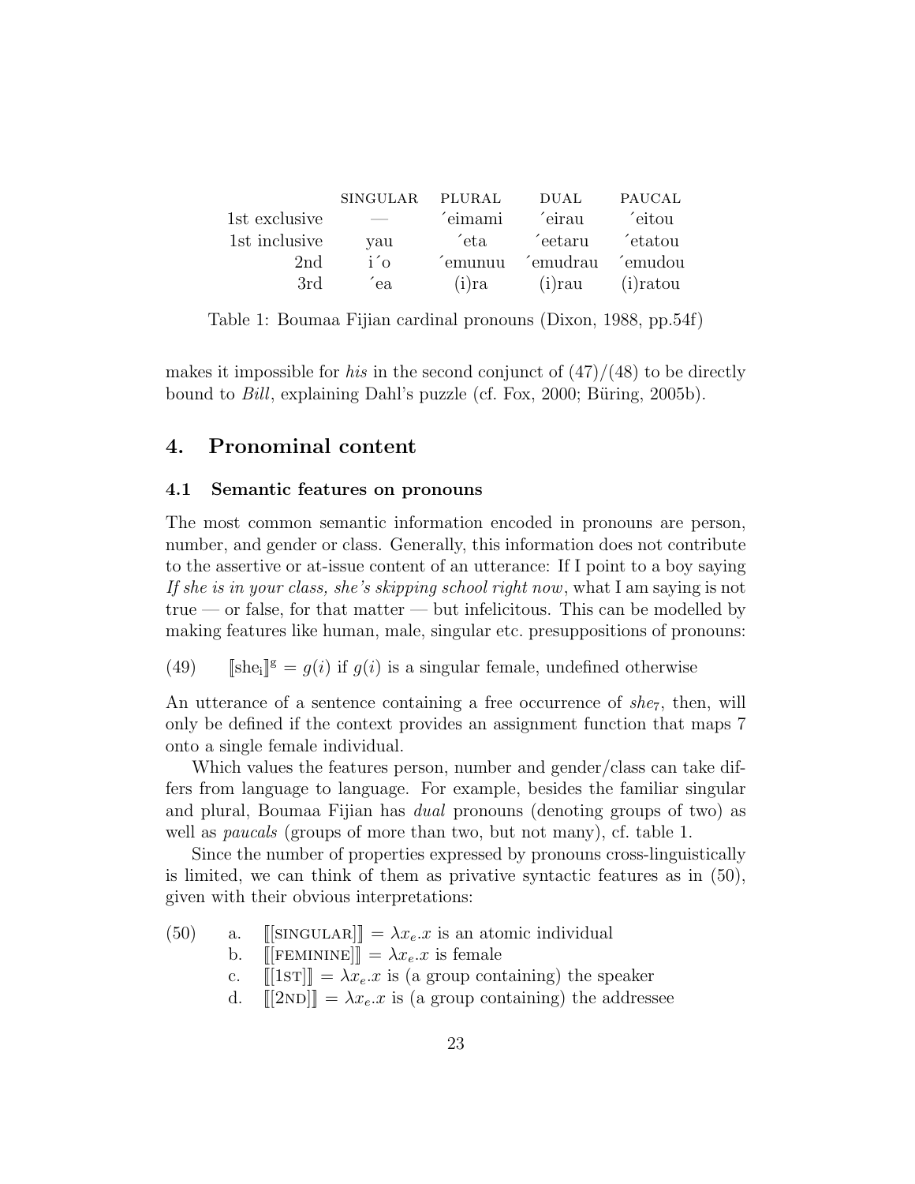| | SINGULAR | PLURAL | DUAL | PAUCAL |
|---|---|---|---|---|
| 1st exclusive | — | ´eimami | ´eirau | ´eitou |
| 1st inclusive | yau | ´eta | ´eetaru | ´etatou |
| 2nd | i´o | ´emunuu | ´emudrau | ´emudou |
| 3rd | ´ea | (i)ra | (i)rau | (i)ratou |

Table 1: Boumaa Fijian cardinal pronouns (Dixon, 1988, pp.54f)

makes it impossible for *his* in the second conjunct of (47)/(48) to be directly bound to *Bill*, explaining Dahl's puzzle (cf. Fox, 2000; Büring, 2005b).

## 4. Pronominal content

### 4.1 Semantic features on pronouns

The most common semantic information encoded in pronouns are person, number, and gender or class. Generally, this information does not contribute to the assertive or at-issue content of an utterance: If I point to a boy saying *If she is in your class, she's skipping school right now*, what I am saying is not true — or false, for that matter — but infelicitous. This can be modelled by making features like human, male, singular etc. presuppositions of pronouns:

(49) $[\![\text{she}_\text{i}]\!]^\text{g} = g(i)$ if $g(i)$ is a singular female, undefined otherwise

An utterance of a sentence containing a free occurrence of *she*$_7$, then, will only be defined if the context provides an assignment function that maps 7 onto a single female individual.

Which values the features person, number and gender/class can take differs from language to language. For example, besides the familiar singular and plural, Boumaa Fijian has *dual* pronouns (denoting groups of two) as well as *paucals* (groups of more than two, but not many), cf. table 1.

Since the number of properties expressed by pronouns cross-linguistically is limited, we can think of them as privative syntactic features as in (50), given with their obvious interpretations:

(50)
a. $[\![[\text{SINGULAR}]]\!] = \lambda x_e.x$ is an atomic individual
b. $[\![[\text{FEMININE}]]\!] = \lambda x_e.x$ is female
c. $[\![[\text{1ST}]]\!] = \lambda x_e.x$ is (a group containing) the speaker
d. $[\![[\text{2ND}]]\!] = \lambda x_e.x$ is (a group containing) the addressee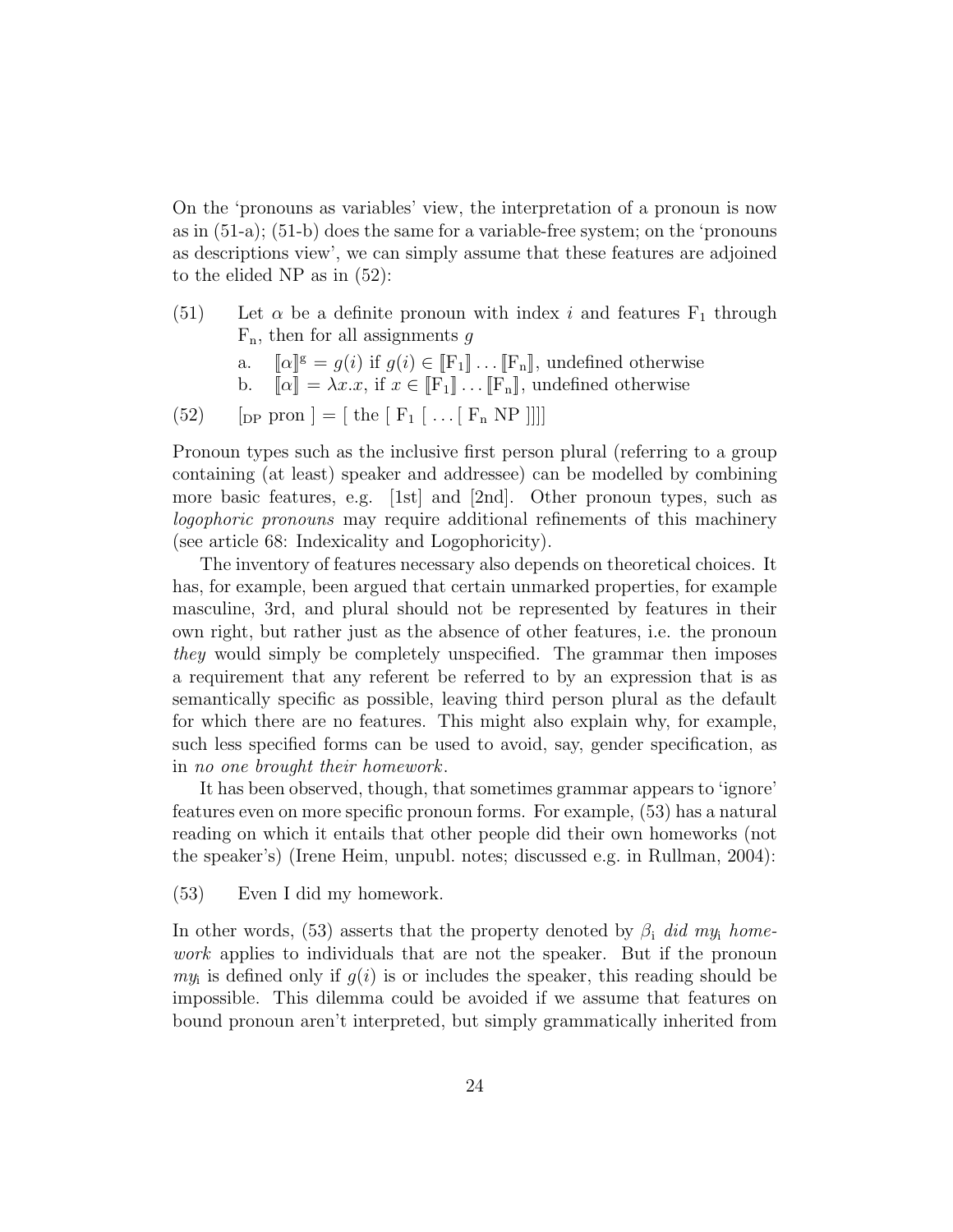On the 'pronouns as variables' view, the interpretation of a pronoun is now as in (51-a); (51-b) does the same for a variable-free system; on the 'pronouns as descriptions view', we can simply assume that these features are adjoined to the elided NP as in (52):

(51) Let $\alpha$ be a definite pronoun with index $i$ and features $\mathrm{F_1}$ through $\mathrm{F_n}$, then for all assignments $g$

a. $[\![\alpha]\!]^{\mathrm{g}} = g(i)$ if $g(i) \in [\![\mathrm{F_1}]\!] \ldots [\![\mathrm{F_n}]\!]$, undefined otherwise

b. $[\![\alpha]\!] = \lambda x.x$, if $x \in [\![\mathrm{F_1}]\!] \ldots [\![\mathrm{F_n}]\!]$, undefined otherwise

(52) $[_{\mathrm{DP}}$ pron $]$ = [ the [ $\mathrm{F_1}$ [ ... [ $\mathrm{F_n}$ NP ]]]]

Pronoun types such as the inclusive first person plural (referring to a group containing (at least) speaker and addressee) can be modelled by combining more basic features, e.g. [1st] and [2nd]. Other pronoun types, such as *logophoric pronouns* may require additional refinements of this machinery (see article 68: Indexicality and Logophoricity).

The inventory of features necessary also depends on theoretical choices. It has, for example, been argued that certain unmarked properties, for example masculine, 3rd, and plural should not be represented by features in their own right, but rather just as the absence of other features, i.e. the pronoun *they* would simply be completely unspecified. The grammar then imposes a requirement that any referent be referred to by an expression that is as semantically specific as possible, leaving third person plural as the default for which there are no features. This might also explain why, for example, such less specified forms can be used to avoid, say, gender specification, as in *no one brought their homework*.

It has been observed, though, that sometimes grammar appears to 'ignore' features even on more specific pronoun forms. For example, (53) has a natural reading on which it entails that other people did their own homeworks (not the speaker's) (Irene Heim, unpubl. notes; discussed e.g. in Rullman, 2004):

(53) Even I did my homework.

In other words, (53) asserts that the property denoted by $\beta_{\mathrm{i}}$ *did my*$_{\mathrm{i}}$ *homework* applies to individuals that are not the speaker. But if the pronoun *my*$_{\mathrm{i}}$ is defined only if $g(i)$ is or includes the speaker, this reading should be impossible. This dilemma could be avoided if we assume that features on bound pronoun aren't interpreted, but simply grammatically inherited from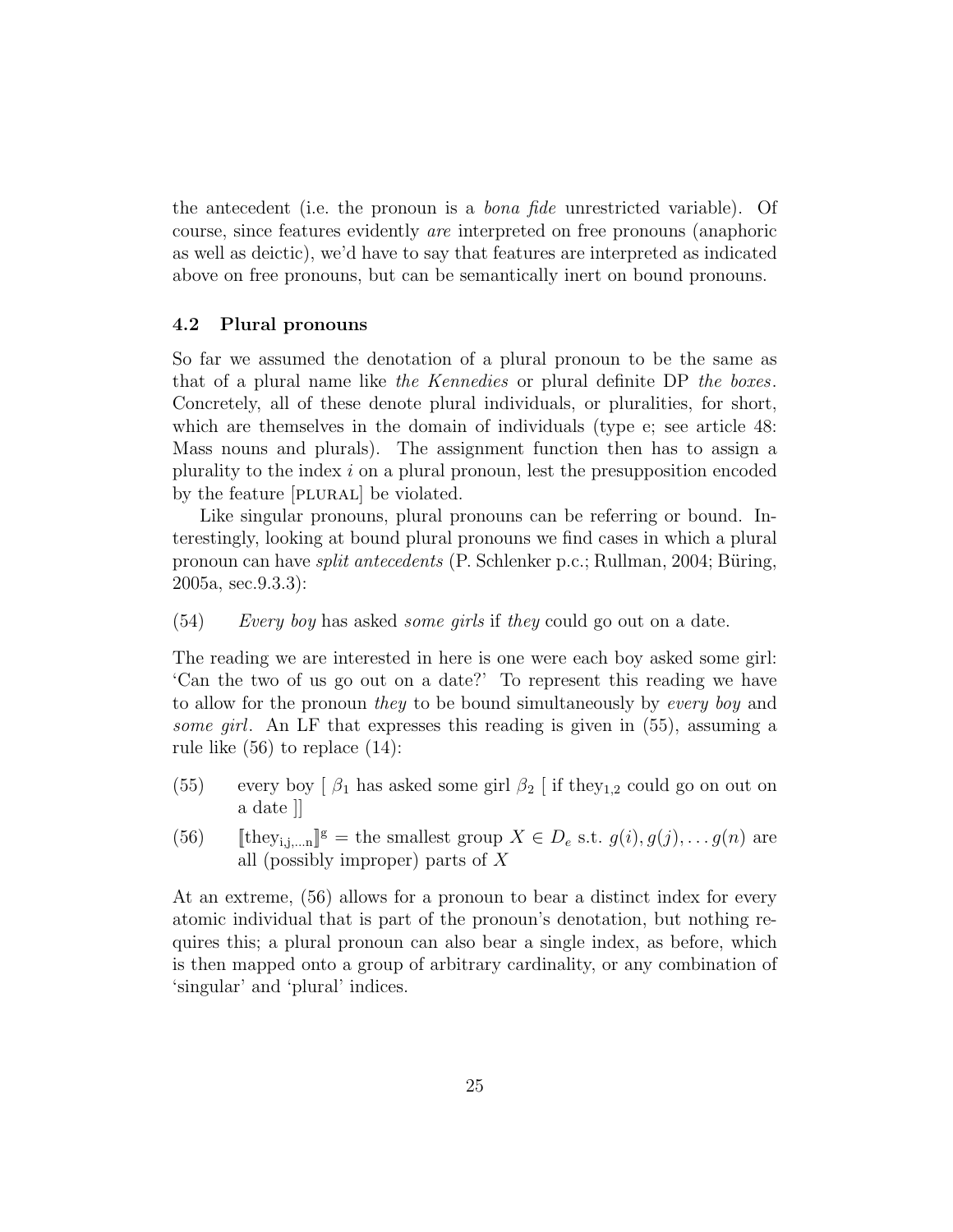the antecedent (i.e. the pronoun is a *bona fide* unrestricted variable). Of course, since features evidently *are* interpreted on free pronouns (anaphoric as well as deictic), we'd have to say that features are interpreted as indicated above on free pronouns, but can be semantically inert on bound pronouns.

### 4.2 Plural pronouns

So far we assumed the denotation of a plural pronoun to be the same as that of a plural name like *the Kennedies* or plural definite DP *the boxes*. Concretely, all of these denote plural individuals, or pluralities, for short, which are themselves in the domain of individuals (type e; see article 48: Mass nouns and plurals). The assignment function then has to assign a plurality to the index $i$ on a plural pronoun, lest the presupposition encoded by the feature [PLURAL] be violated.

Like singular pronouns, plural pronouns can be referring or bound. Interestingly, looking at bound plural pronouns we find cases in which a plural pronoun can have *split antecedents* (P. Schlenker p.c.; Rullman, 2004; Büring, 2005a, sec.9.3.3):

(54) *Every boy* has asked *some girls* if *they* could go out on a date.

The reading we are interested in here is one were each boy asked some girl: 'Can the two of us go out on a date?' To represent this reading we have to allow for the pronoun *they* to be bound simultaneously by *every boy* and *some girl*. An LF that expresses this reading is given in (55), assuming a rule like (56) to replace (14):

(55) every boy [ $\beta_1$ has asked some girl $\beta_2$ [ if $\text{they}_{1,2}$ could go on out on a date ]]

(56) $[\![\text{they}_{\text{i,j,...n}}]\!]^{\text{g}}$ = the smallest group $X \in D_e$ s.t. $g(i), g(j), \ldots g(n)$ are all (possibly improper) parts of $X$

At an extreme, (56) allows for a pronoun to bear a distinct index for every atomic individual that is part of the pronoun's denotation, but nothing requires this; a plural pronoun can also bear a single index, as before, which is then mapped onto a group of arbitrary cardinality, or any combination of 'singular' and 'plural' indices.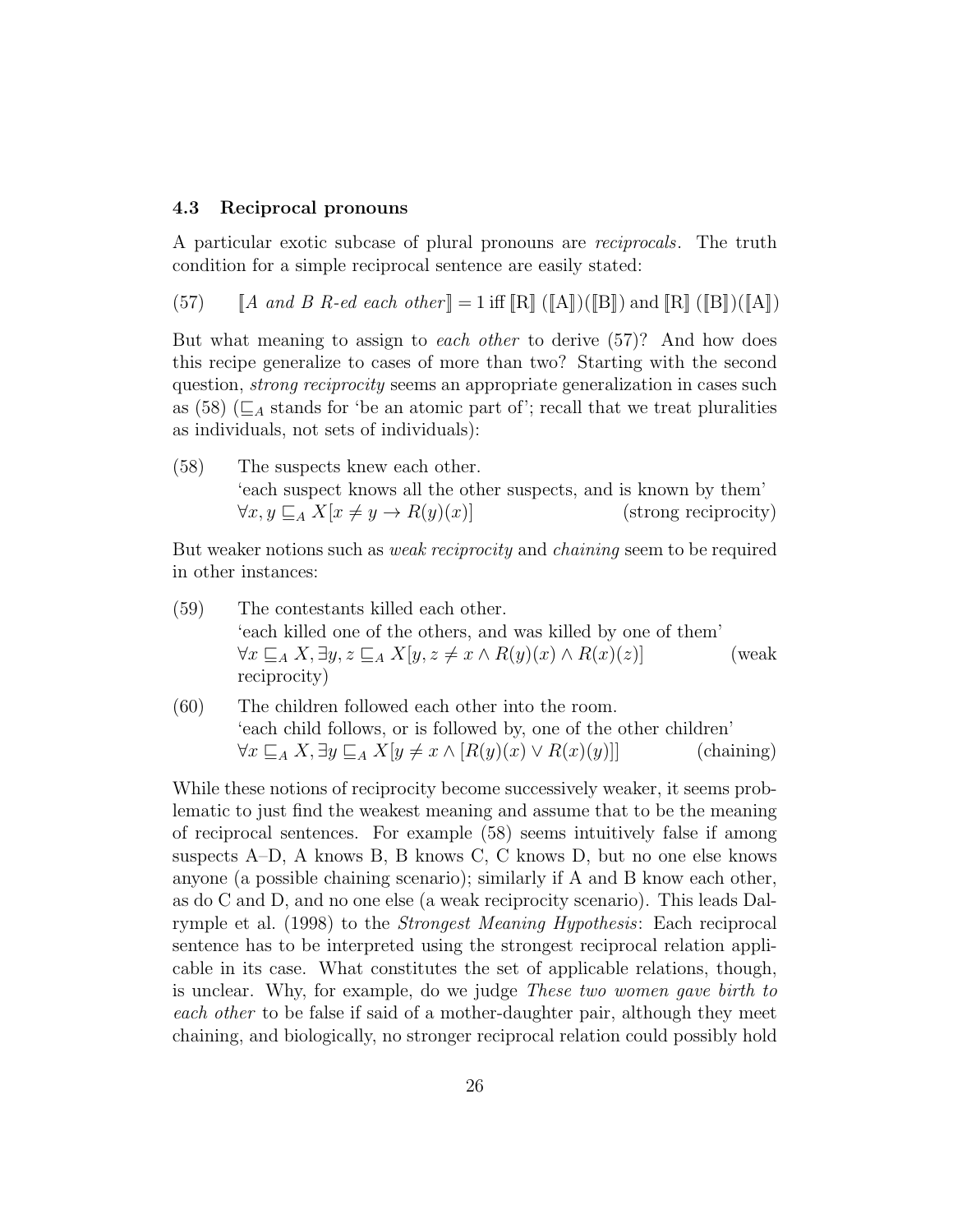### 4.3 Reciprocal pronouns

A particular exotic subcase of plural pronouns are *reciprocals*. The truth condition for a simple reciprocal sentence are easily stated:

(57) $[\![A \text{ and } B \text{ R-ed each other}]\!] = 1$ iff $[\![\text{R}]\!]([\![\text{A}]\!])([\![\text{B}]\!])$ and $[\![\text{R}]\!]([\![\text{B}]\!])([\![\text{A}]\!])$

But what meaning to assign to *each other* to derive (57)? And how does this recipe generalize to cases of more than two? Starting with the second question, *strong reciprocity* seems an appropriate generalization in cases such as (58) ($\sqsubseteq_A$ stands for 'be an atomic part of'; recall that we treat pluralities as individuals, not sets of individuals):

(58) The suspects knew each other.
'each suspect knows all the other suspects, and is known by them'
$\forall x, y \sqsubseteq_A X[x \neq y \rightarrow R(y)(x)]$ (strong reciprocity)

But weaker notions such as *weak reciprocity* and *chaining* seem to be required in other instances:

(59) The contestants killed each other.
'each killed one of the others, and was killed by one of them'
$\forall x \sqsubseteq_A X, \exists y, z \sqsubseteq_A X[y, z \neq x \wedge R(y)(x) \wedge R(x)(z)]$ (weak reciprocity)

(60) The children followed each other into the room.
'each child follows, or is followed by, one of the other children'
$\forall x \sqsubseteq_A X, \exists y \sqsubseteq_A X[y \neq x \wedge [R(y)(x) \vee R(x)(y)]]$ (chaining)

While these notions of reciprocity become successively weaker, it seems problematic to just find the weakest meaning and assume that to be the meaning of reciprocal sentences. For example (58) seems intuitively false if among suspects A–D, A knows B, B knows C, C knows D, but no one else knows anyone (a possible chaining scenario); similarly if A and B know each other, as do C and D, and no one else (a weak reciprocity scenario). This leads Dalrymple et al. (1998) to the *Strongest Meaning Hypothesis*: Each reciprocal sentence has to be interpreted using the strongest reciprocal relation applicable in its case. What constitutes the set of applicable relations, though, is unclear. Why, for example, do we judge *These two women gave birth to each other* to be false if said of a mother-daughter pair, although they meet chaining, and biologically, no stronger reciprocal relation could possibly hold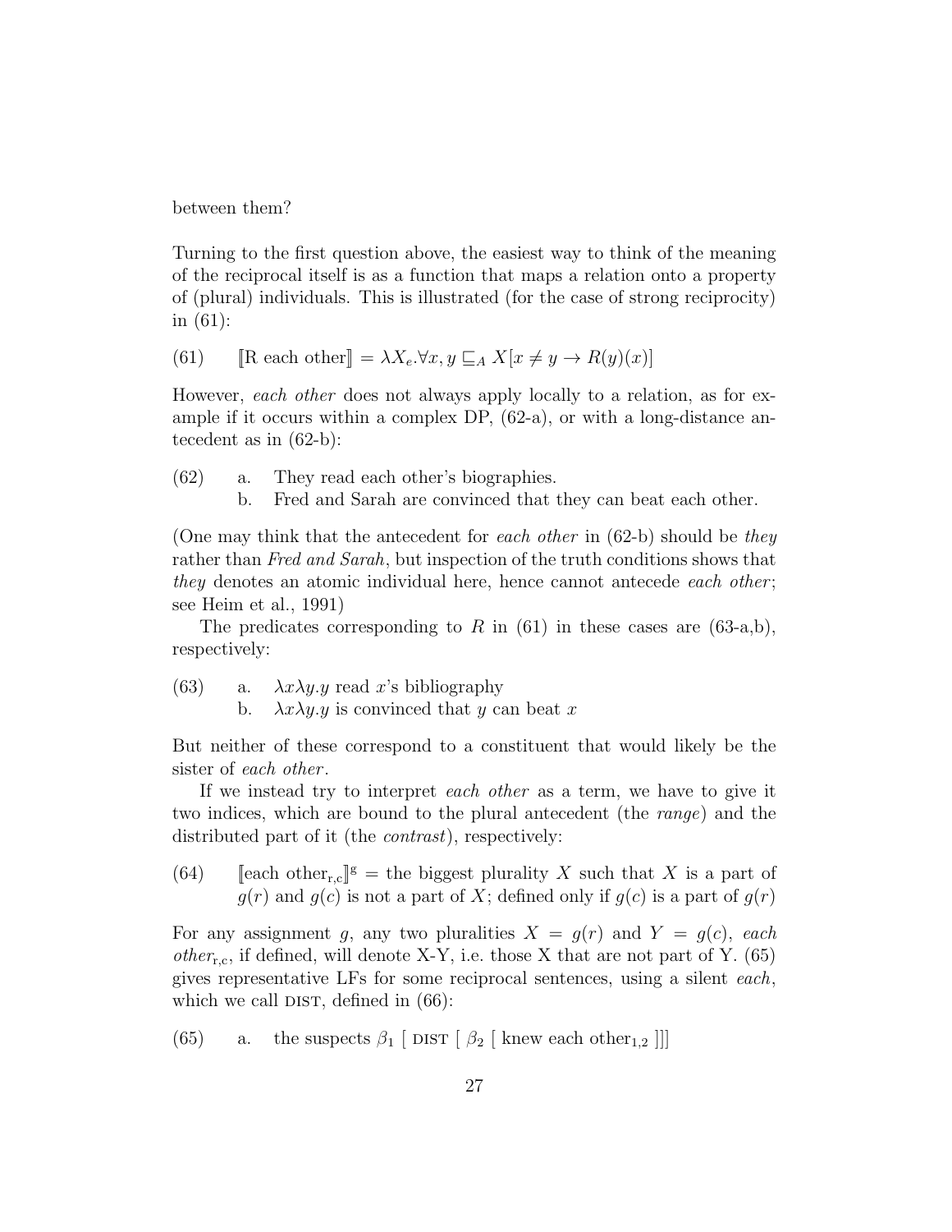between them?

Turning to the first question above, the easiest way to think of the meaning of the reciprocal itself is as a function that maps a relation onto a property of (plural) individuals. This is illustrated (for the case of strong reciprocity) in (61):

(61) $[\![\text{R each other}]\!] = \lambda X_e.\forall x, y \sqsubseteq_A X[x \neq y \rightarrow R(y)(x)]$

However, *each other* does not always apply locally to a relation, as for example if it occurs within a complex DP, (62-a), or with a long-distance antecedent as in (62-b):

(62) a. They read each other's biographies.
  b. Fred and Sarah are convinced that they can beat each other.

(One may think that the antecedent for *each other* in (62-b) should be *they* rather than *Fred and Sarah*, but inspection of the truth conditions shows that *they* denotes an atomic individual here, hence cannot antecede *each other*; see Heim et al., 1991)

The predicates corresponding to $R$ in (61) in these cases are (63-a,b), respectively:

(63) a. $\lambda x\lambda y.y$ read $x$'s bibliography
  b. $\lambda x\lambda y.y$ is convinced that $y$ can beat $x$

But neither of these correspond to a constituent that would likely be the sister of *each other*.

If we instead try to interpret *each other* as a term, we have to give it two indices, which are bound to the plural antecedent (the *range*) and the distributed part of it (the *contrast*), respectively:

(64) $[\![\text{each other}_{\text{r,c}}]\!]^{\text{g}}$ = the biggest plurality $X$ such that $X$ is a part of $g(r)$ and $g(c)$ is not a part of $X$; defined only if $g(c)$ is a part of $g(r)$

For any assignment $g$, any two pluralities $X = g(r)$ and $Y = g(c)$, *each other*$_{\text{r,c}}$, if defined, will denote X-Y, i.e. those X that are not part of Y. (65) gives representative LFs for some reciprocal sentences, using a silent *each*, which we call DIST, defined in (66):

(65) a. the suspects $\beta_1$ [ DIST [ $\beta_2$ [ knew each other$_{1,2}$ ]]]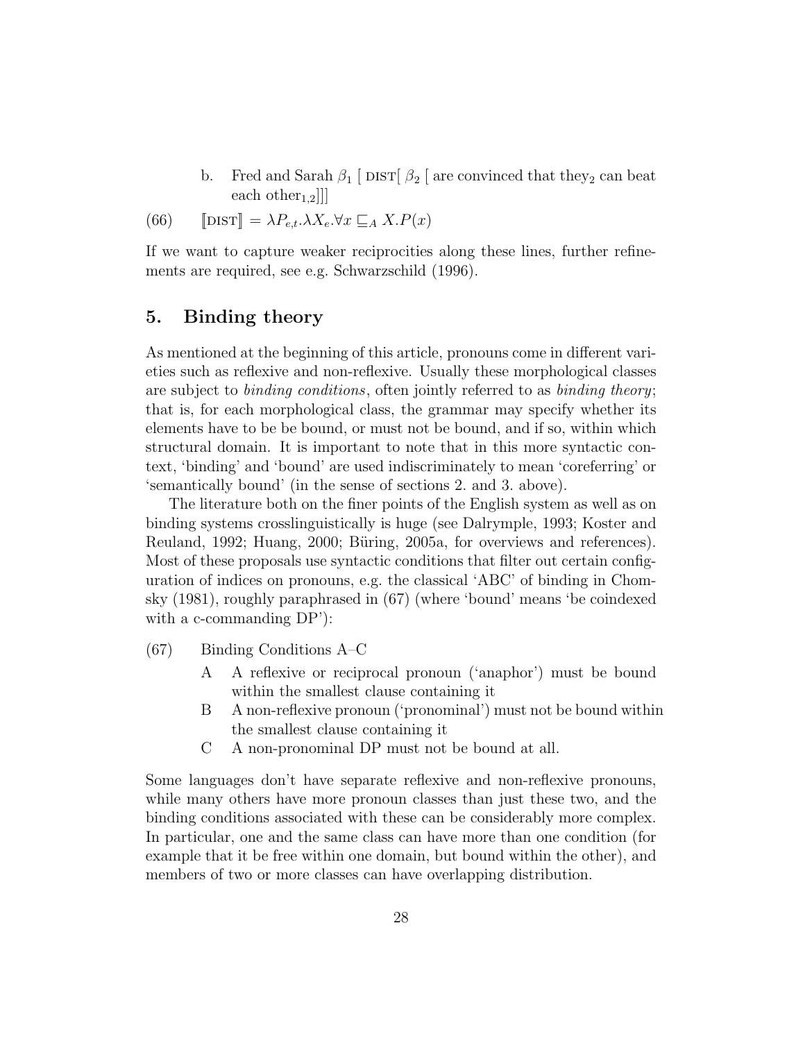b. Fred and Sarah $\beta_1$ [ DIST[ $\beta_2$ [ are convinced that they$_2$ can beat each other$_{1,2}$]]]

(66) $[\![\text{DIST}]\!] = \lambda P_{e,t}.\lambda X_e.\forall x \sqsubseteq_A X.P(x)$

If we want to capture weaker reciprocities along these lines, further refinements are required, see e.g. Schwarzschild (1996).

## 5. Binding theory

As mentioned at the beginning of this article, pronouns come in different varieties such as reflexive and non-reflexive. Usually these morphological classes are subject to *binding conditions*, often jointly referred to as *binding theory*; that is, for each morphological class, the grammar may specify whether its elements have to be be bound, or must not be bound, and if so, within which structural domain. It is important to note that in this more syntactic context, 'binding' and 'bound' are used indiscriminately to mean 'coreferring' or 'semantically bound' (in the sense of sections 2. and 3. above).

The literature both on the finer points of the English system as well as on binding systems crosslinguistically is huge (see Dalrymple, 1993; Koster and Reuland, 1992; Huang, 2000; Büring, 2005a, for overviews and references). Most of these proposals use syntactic conditions that filter out certain configuration of indices on pronouns, e.g. the classical 'ABC' of binding in Chomsky (1981), roughly paraphrased in (67) (where 'bound' means 'be coindexed with a c-commanding DP'):

(67) Binding Conditions A–C

- A A reflexive or reciprocal pronoun ('anaphor') must be bound within the smallest clause containing it
- B A non-reflexive pronoun ('pronominal') must not be bound within the smallest clause containing it
- C A non-pronominal DP must not be bound at all.

Some languages don't have separate reflexive and non-reflexive pronouns, while many others have more pronoun classes than just these two, and the binding conditions associated with these can be considerably more complex. In particular, one and the same class can have more than one condition (for example that it be free within one domain, but bound within the other), and members of two or more classes can have overlapping distribution.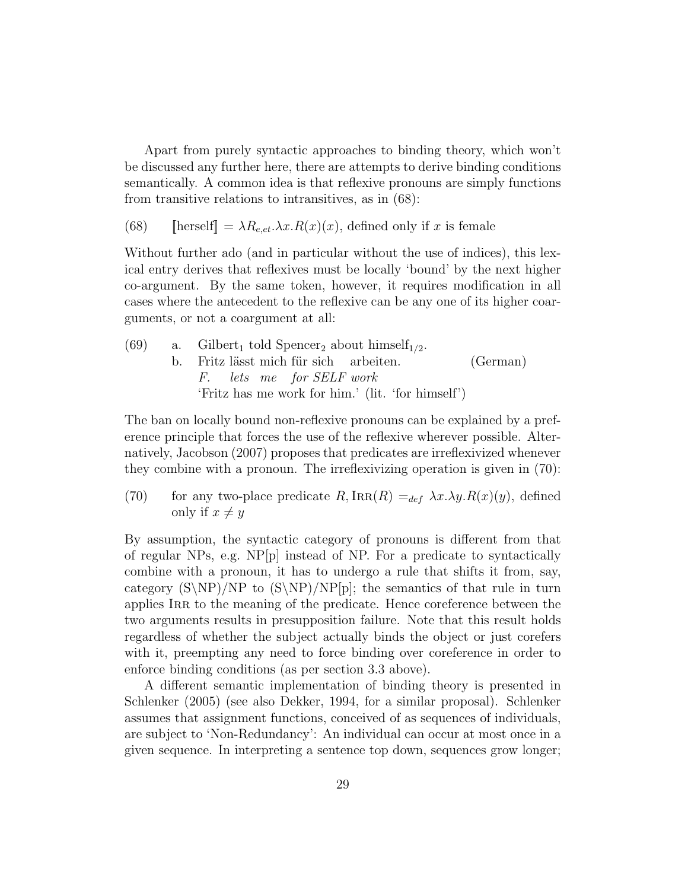Apart from purely syntactic approaches to binding theory, which won't be discussed any further here, there are attempts to derive binding conditions semantically. A common idea is that reflexive pronouns are simply functions from transitive relations to intransitives, as in (68):

(68) $[\![\text{herself}]\!] = \lambda R_{e,et}.\lambda x.R(x)(x)$, defined only if $x$ is female

Without further ado (and in particular without the use of indices), this lexical entry derives that reflexives must be locally 'bound' by the next higher co-argument. By the same token, however, it requires modification in all cases where the antecedent to the reflexive can be any one of its higher coarguments, or not a coargument at all:

(69) a. Gilbert$_1$ told Spencer$_2$ about himself$_{1/2}$.
  b. Fritz lässt mich für sich arbeiten. (German)
  *F. lets me for SELF work*
  'Fritz has me work for him.' (lit. 'for himself')

The ban on locally bound non-reflexive pronouns can be explained by a preference principle that forces the use of the reflexive wherever possible. Alternatively, Jacobson (2007) proposes that predicates are irreflexivized whenever they combine with a pronoun. The irreflexivizing operation is given in (70):

(70) for any two-place predicate $R$, $\text{IRR}(R) =_{def} \lambda x.\lambda y.R(x)(y)$, defined only if $x \neq y$

By assumption, the syntactic category of pronouns is different from that of regular NPs, e.g. NP[p] instead of NP. For a predicate to syntactically combine with a pronoun, it has to undergo a rule that shifts it from, say, category (S\NP)/NP to (S\NP)/NP[p]; the semantics of that rule in turn applies IRR to the meaning of the predicate. Hence coreference between the two arguments results in presupposition failure. Note that this result holds regardless of whether the subject actually binds the object or just corefers with it, preempting any need to force binding over coreference in order to enforce binding conditions (as per section 3.3 above).

A different semantic implementation of binding theory is presented in Schlenker (2005) (see also Dekker, 1994, for a similar proposal). Schlenker assumes that assignment functions, conceived of as sequences of individuals, are subject to 'Non-Redundancy': An individual can occur at most once in a given sequence. In interpreting a sentence top down, sequences grow longer;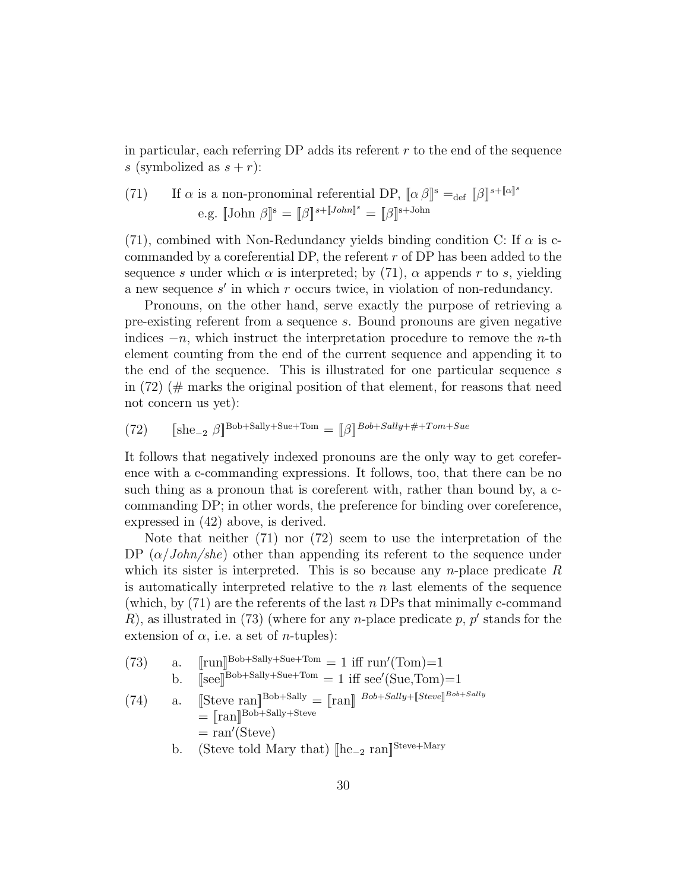in particular, each referring DP adds its referent $r$ to the end of the sequence $s$ (symbolized as $s + r$):

(71) If $\alpha$ is a non-pronominal referential DP, $[\![\alpha\, \beta]\!]^{s} =_{\text{def}} [\![\beta]\!]^{s+[\![\alpha]\!]^{s}}$
e.g. $[\![\text{John } \beta]\!]^{s} = [\![\beta]\!]^{s+[\![John]\!]^{s}} = [\![\beta]\!]^{\text{s+John}}$

(71), combined with Non-Redundancy yields binding condition C: If $\alpha$ is c-commanded by a coreferential DP, the referent $r$ of DP has been added to the sequence $s$ under which $\alpha$ is interpreted; by (71), $\alpha$ appends $r$ to $s$, yielding a new sequence $s'$ in which $r$ occurs twice, in violation of non-redundancy.

Pronouns, on the other hand, serve exactly the purpose of retrieving a pre-existing referent from a sequence $s$. Bound pronouns are given negative indices $-n$, which instruct the interpretation procedure to remove the $n$-th element counting from the end of the current sequence and appending it to the end of the sequence. This is illustrated for one particular sequence $s$ in (72) (# marks the original position of that element, for reasons that need not concern us yet):

(72) $[\![\text{she}_{-2}\ \beta]\!]^{\text{Bob+Sally+Sue+Tom}} = [\![\beta]\!]^{Bob+Sally+\#+Tom+Sue}$

It follows that negatively indexed pronouns are the only way to get coreference with a c-commanding expressions. It follows, too, that there can be no such thing as a pronoun that is coreferent with, rather than bound by, a c-commanding DP; in other words, the preference for binding over coreference, expressed in (42) above, is derived.

Note that neither (71) nor (72) seem to use the interpretation of the DP ($\alpha$/*John*/*she*) other than appending its referent to the sequence under which its sister is interpreted. This is so because any $n$-place predicate $R$ is automatically interpreted relative to the $n$ last elements of the sequence (which, by (71) are the referents of the last $n$ DPs that minimally c-command $R$), as illustrated in (73) (where for any $n$-place predicate $p$, $p'$ stands for the extension of $\alpha$, i.e. a set of $n$-tuples):

(73) a. $[\![\text{run}]\!]^{\text{Bob+Sally+Sue+Tom}} = 1$ iff $\text{run}'(\text{Tom})=1$
b. $[\![\text{see}]\!]^{\text{Bob+Sally+Sue+Tom}} = 1$ iff $\text{see}'(\text{Sue,Tom})=1$

(74) a. $[\![\text{Steve ran}]\!]^{\text{Bob+Sally}} = [\![\text{ran}]\!]^{\,Bob+Sally+[\![Steve]\!]^{Bob+Sally}}$
$= [\![\text{ran}]\!]^{\text{Bob+Sally+Steve}}$
$= \text{ran}'(\text{Steve})$
b. (Steve told Mary that) $[\![\text{he}_{-2}\ \text{ran}]\!]^{\text{Steve+Mary}}$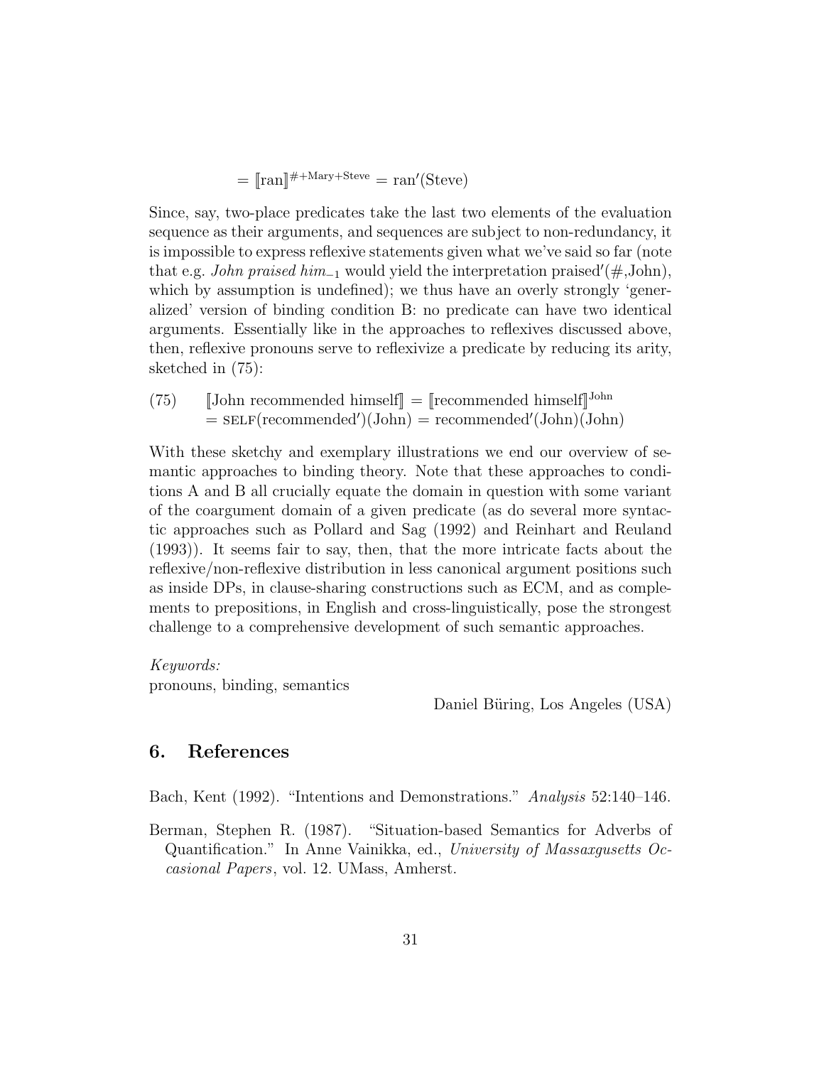$$= [\![\text{ran}]\!]^{\#+\text{Mary}+\text{Steve}} = \text{ran}'(\text{Steve})$$

Since, say, two-place predicates take the last two elements of the evaluation sequence as their arguments, and sequences are subject to non-redundancy, it is impossible to express reflexive statements given what we've said so far (note that e.g. *John praised him*$_{-1}$ would yield the interpretation praised′(#,John), which by assumption is undefined); we thus have an overly strongly 'generalized' version of binding condition B: no predicate can have two identical arguments. Essentially like in the approaches to reflexives discussed above, then, reflexive pronouns serve to reflexivize a predicate by reducing its arity, sketched in (75):

(75) $[\![\text{John recommended himself}]\!] = [\![\text{recommended himself}]\!]^{\text{John}}$
$= \text{SELF}(\text{recommended}')(\text{John}) = \text{recommended}'(\text{John})(\text{John})$

With these sketchy and exemplary illustrations we end our overview of semantic approaches to binding theory. Note that these approaches to conditions A and B all crucially equate the domain in question with some variant of the coargument domain of a given predicate (as do several more syntactic approaches such as Pollard and Sag (1992) and Reinhart and Reuland (1993)). It seems fair to say, then, that the more intricate facts about the reflexive/non-reflexive distribution in less canonical argument positions such as inside DPs, in clause-sharing constructions such as ECM, and as complements to prepositions, in English and cross-linguistically, pose the strongest challenge to a comprehensive development of such semantic approaches.

*Keywords:*
pronouns, binding, semantics

Daniel Büring, Los Angeles (USA)

## 6. References

Bach, Kent (1992). "Intentions and Demonstrations." *Analysis* 52:140–146.

Berman, Stephen R. (1987). "Situation-based Semantics for Adverbs of Quantification." In Anne Vainikka, ed., *University of Massaxgusetts Occasional Papers*, vol. 12. UMass, Amherst.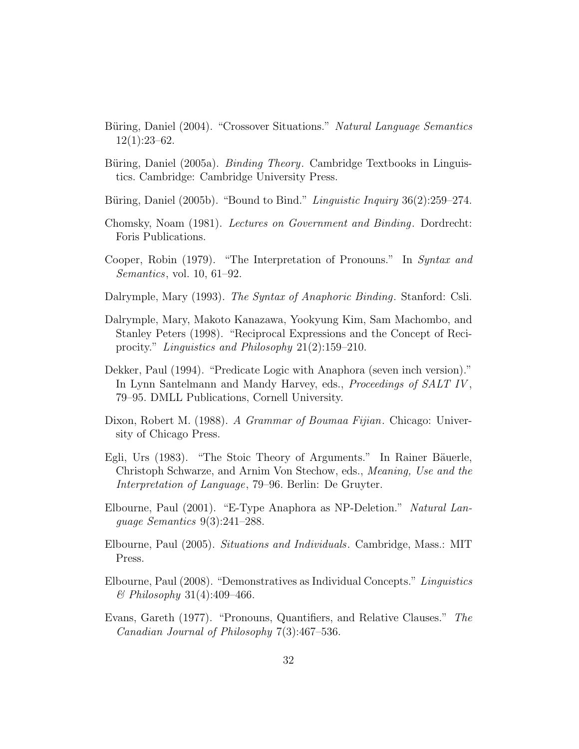Büring, Daniel (2004). "Crossover Situations." *Natural Language Semantics* 12(1):23–62.

Büring, Daniel (2005a). *Binding Theory*. Cambridge Textbooks in Linguistics. Cambridge: Cambridge University Press.

Büring, Daniel (2005b). "Bound to Bind." *Linguistic Inquiry* 36(2):259–274.

Chomsky, Noam (1981). *Lectures on Government and Binding*. Dordrecht: Foris Publications.

Cooper, Robin (1979). "The Interpretation of Pronouns." In *Syntax and Semantics*, vol. 10, 61–92.

Dalrymple, Mary (1993). *The Syntax of Anaphoric Binding*. Stanford: Csli.

Dalrymple, Mary, Makoto Kanazawa, Yookyung Kim, Sam Machombo, and Stanley Peters (1998). "Reciprocal Expressions and the Concept of Reciprocity." *Linguistics and Philosophy* 21(2):159–210.

Dekker, Paul (1994). "Predicate Logic with Anaphora (seven inch version)." In Lynn Santelmann and Mandy Harvey, eds., *Proceedings of SALT IV*, 79–95. DMLL Publications, Cornell University.

Dixon, Robert M. (1988). *A Grammar of Boumaa Fijian*. Chicago: University of Chicago Press.

Egli, Urs (1983). "The Stoic Theory of Arguments." In Rainer Bäuerle, Christoph Schwarze, and Arnim Von Stechow, eds., *Meaning, Use and the Interpretation of Language*, 79–96. Berlin: De Gruyter.

Elbourne, Paul (2001). "E-Type Anaphora as NP-Deletion." *Natural Language Semantics* 9(3):241–288.

Elbourne, Paul (2005). *Situations and Individuals*. Cambridge, Mass.: MIT Press.

Elbourne, Paul (2008). "Demonstratives as Individual Concepts." *Linguistics & Philosophy* 31(4):409–466.

Evans, Gareth (1977). "Pronouns, Quantifiers, and Relative Clauses." *The Canadian Journal of Philosophy* 7(3):467–536.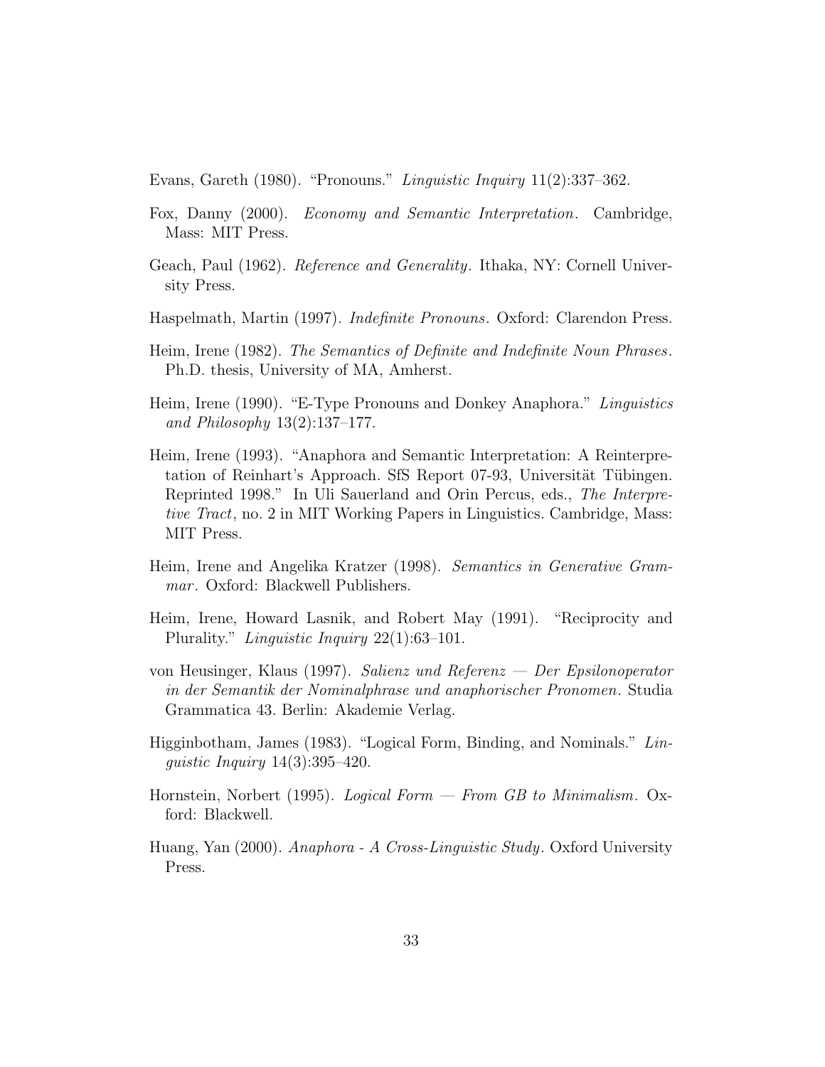Evans, Gareth (1980). "Pronouns." *Linguistic Inquiry* 11(2):337–362.

Fox, Danny (2000). *Economy and Semantic Interpretation*. Cambridge, Mass: MIT Press.

Geach, Paul (1962). *Reference and Generality*. Ithaka, NY: Cornell University Press.

Haspelmath, Martin (1997). *Indefinite Pronouns*. Oxford: Clarendon Press.

Heim, Irene (1982). *The Semantics of Definite and Indefinite Noun Phrases*. Ph.D. thesis, University of MA, Amherst.

Heim, Irene (1990). "E-Type Pronouns and Donkey Anaphora." *Linguistics and Philosophy* 13(2):137–177.

Heim, Irene (1993). "Anaphora and Semantic Interpretation: A Reinterpretation of Reinhart's Approach. SfS Report 07-93, Universität Tübingen. Reprinted 1998." In Uli Sauerland and Orin Percus, eds., *The Interpretive Tract*, no. 2 in MIT Working Papers in Linguistics. Cambridge, Mass: MIT Press.

Heim, Irene and Angelika Kratzer (1998). *Semantics in Generative Grammar*. Oxford: Blackwell Publishers.

Heim, Irene, Howard Lasnik, and Robert May (1991). "Reciprocity and Plurality." *Linguistic Inquiry* 22(1):63–101.

von Heusinger, Klaus (1997). *Salienz und Referenz — Der Epsilonoperator in der Semantik der Nominalphrase und anaphorischer Pronomen*. Studia Grammatica 43. Berlin: Akademie Verlag.

Higginbotham, James (1983). "Logical Form, Binding, and Nominals." *Linguistic Inquiry* 14(3):395–420.

Hornstein, Norbert (1995). *Logical Form — From GB to Minimalism*. Oxford: Blackwell.

Huang, Yan (2000). *Anaphora - A Cross-Linguistic Study*. Oxford University Press.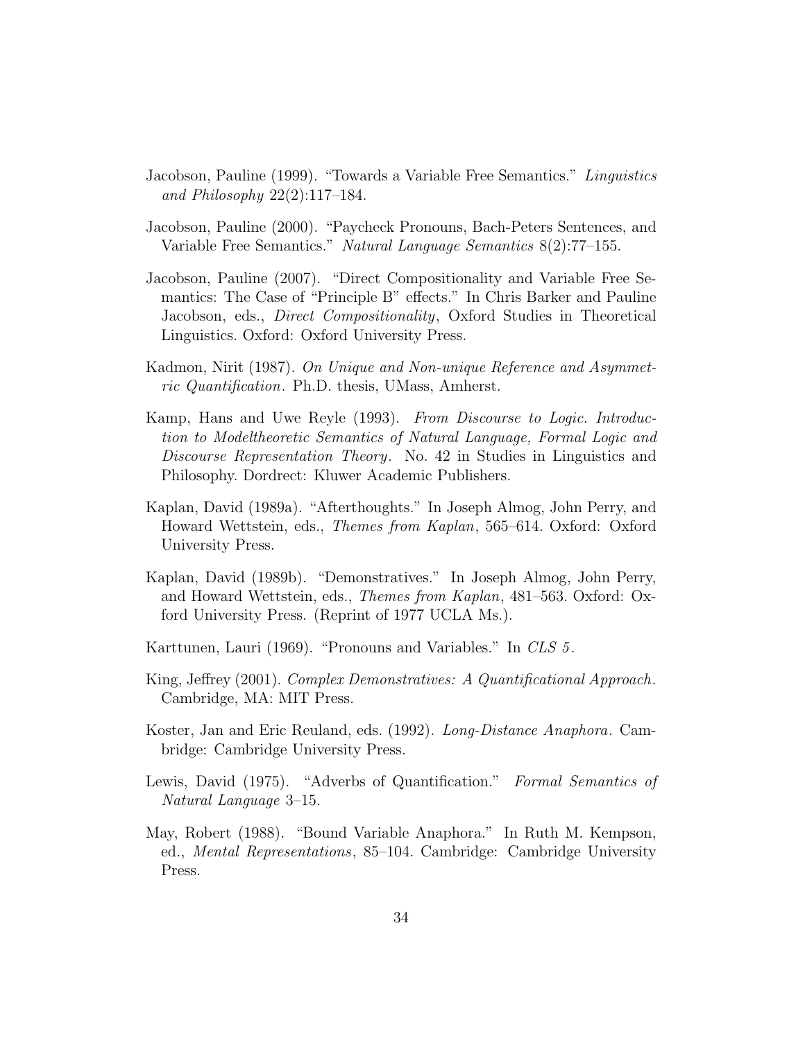Jacobson, Pauline (1999). "Towards a Variable Free Semantics." *Linguistics and Philosophy* 22(2):117–184.

Jacobson, Pauline (2000). "Paycheck Pronouns, Bach-Peters Sentences, and Variable Free Semantics." *Natural Language Semantics* 8(2):77–155.

Jacobson, Pauline (2007). "Direct Compositionality and Variable Free Semantics: The Case of "Principle B" effects." In Chris Barker and Pauline Jacobson, eds., *Direct Compositionality*, Oxford Studies in Theoretical Linguistics. Oxford: Oxford University Press.

Kadmon, Nirit (1987). *On Unique and Non-unique Reference and Asymmetric Quantification*. Ph.D. thesis, UMass, Amherst.

Kamp, Hans and Uwe Reyle (1993). *From Discourse to Logic. Introduction to Modeltheoretic Semantics of Natural Language, Formal Logic and Discourse Representation Theory*. No. 42 in Studies in Linguistics and Philosophy. Dordrect: Kluwer Academic Publishers.

Kaplan, David (1989a). "Afterthoughts." In Joseph Almog, John Perry, and Howard Wettstein, eds., *Themes from Kaplan*, 565–614. Oxford: Oxford University Press.

Kaplan, David (1989b). "Demonstratives." In Joseph Almog, John Perry, and Howard Wettstein, eds., *Themes from Kaplan*, 481–563. Oxford: Oxford University Press. (Reprint of 1977 UCLA Ms.).

Karttunen, Lauri (1969). "Pronouns and Variables." In *CLS 5*.

King, Jeffrey (2001). *Complex Demonstratives: A Quantificational Approach*. Cambridge, MA: MIT Press.

Koster, Jan and Eric Reuland, eds. (1992). *Long-Distance Anaphora*. Cambridge: Cambridge University Press.

Lewis, David (1975). "Adverbs of Quantification." *Formal Semantics of Natural Language* 3–15.

May, Robert (1988). "Bound Variable Anaphora." In Ruth M. Kempson, ed., *Mental Representations*, 85–104. Cambridge: Cambridge University Press.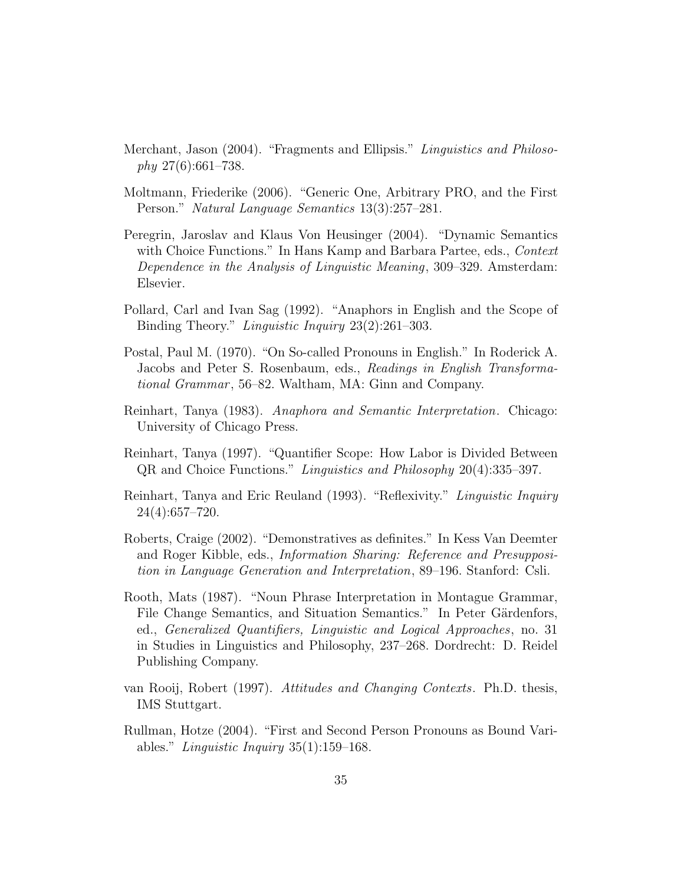Merchant, Jason (2004). "Fragments and Ellipsis." *Linguistics and Philosophy* 27(6):661–738.

Moltmann, Friederike (2006). "Generic One, Arbitrary PRO, and the First Person." *Natural Language Semantics* 13(3):257–281.

Peregrin, Jaroslav and Klaus Von Heusinger (2004). "Dynamic Semantics with Choice Functions." In Hans Kamp and Barbara Partee, eds., *Context Dependence in the Analysis of Linguistic Meaning*, 309–329. Amsterdam: Elsevier.

Pollard, Carl and Ivan Sag (1992). "Anaphors in English and the Scope of Binding Theory." *Linguistic Inquiry* 23(2):261–303.

Postal, Paul M. (1970). "On So-called Pronouns in English." In Roderick A. Jacobs and Peter S. Rosenbaum, eds., *Readings in English Transformational Grammar*, 56–82. Waltham, MA: Ginn and Company.

Reinhart, Tanya (1983). *Anaphora and Semantic Interpretation*. Chicago: University of Chicago Press.

Reinhart, Tanya (1997). "Quantifier Scope: How Labor is Divided Between QR and Choice Functions." *Linguistics and Philosophy* 20(4):335–397.

Reinhart, Tanya and Eric Reuland (1993). "Reflexivity." *Linguistic Inquiry* 24(4):657–720.

Roberts, Craige (2002). "Demonstratives as definites." In Kess Van Deemter and Roger Kibble, eds., *Information Sharing: Reference and Presupposition in Language Generation and Interpretation*, 89–196. Stanford: Csli.

Rooth, Mats (1987). "Noun Phrase Interpretation in Montague Grammar, File Change Semantics, and Situation Semantics." In Peter Gärdenfors, ed., *Generalized Quantifiers, Linguistic and Logical Approaches*, no. 31 in Studies in Linguistics and Philosophy, 237–268. Dordrecht: D. Reidel Publishing Company.

van Rooij, Robert (1997). *Attitudes and Changing Contexts*. Ph.D. thesis, IMS Stuttgart.

Rullman, Hotze (2004). "First and Second Person Pronouns as Bound Variables." *Linguistic Inquiry* 35(1):159–168.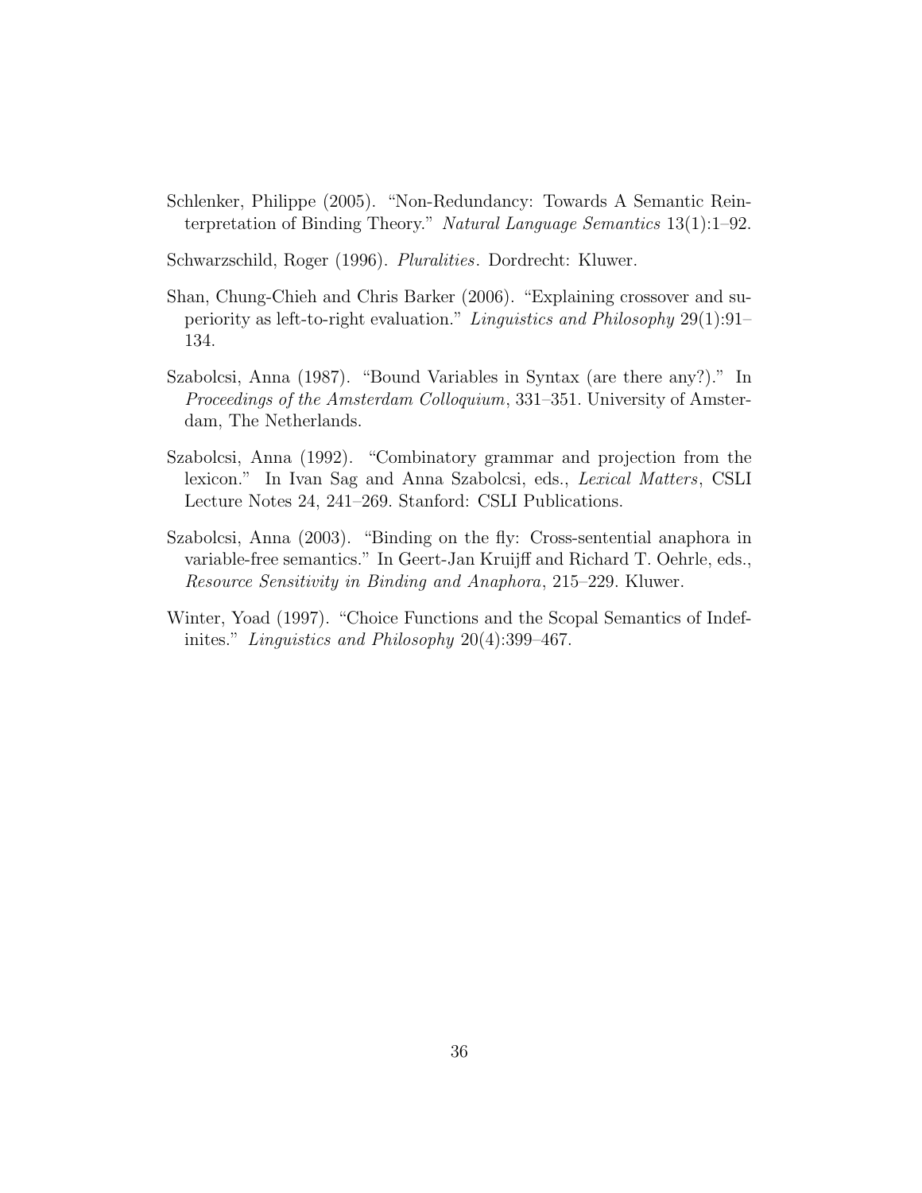Schlenker, Philippe (2005). "Non-Redundancy: Towards A Semantic Reinterpretation of Binding Theory." *Natural Language Semantics* 13(1):1–92.

Schwarzschild, Roger (1996). *Pluralities*. Dordrecht: Kluwer.

Shan, Chung-Chieh and Chris Barker (2006). "Explaining crossover and superiority as left-to-right evaluation." *Linguistics and Philosophy* 29(1):91–134.

Szabolcsi, Anna (1987). "Bound Variables in Syntax (are there any?)." In *Proceedings of the Amsterdam Colloquium*, 331–351. University of Amsterdam, The Netherlands.

Szabolcsi, Anna (1992). "Combinatory grammar and projection from the lexicon." In Ivan Sag and Anna Szabolcsi, eds., *Lexical Matters*, CSLI Lecture Notes 24, 241–269. Stanford: CSLI Publications.

Szabolcsi, Anna (2003). "Binding on the fly: Cross-sentential anaphora in variable-free semantics." In Geert-Jan Kruijff and Richard T. Oehrle, eds., *Resource Sensitivity in Binding and Anaphora*, 215–229. Kluwer.

Winter, Yoad (1997). "Choice Functions and the Scopal Semantics of Indefinites." *Linguistics and Philosophy* 20(4):399–467.